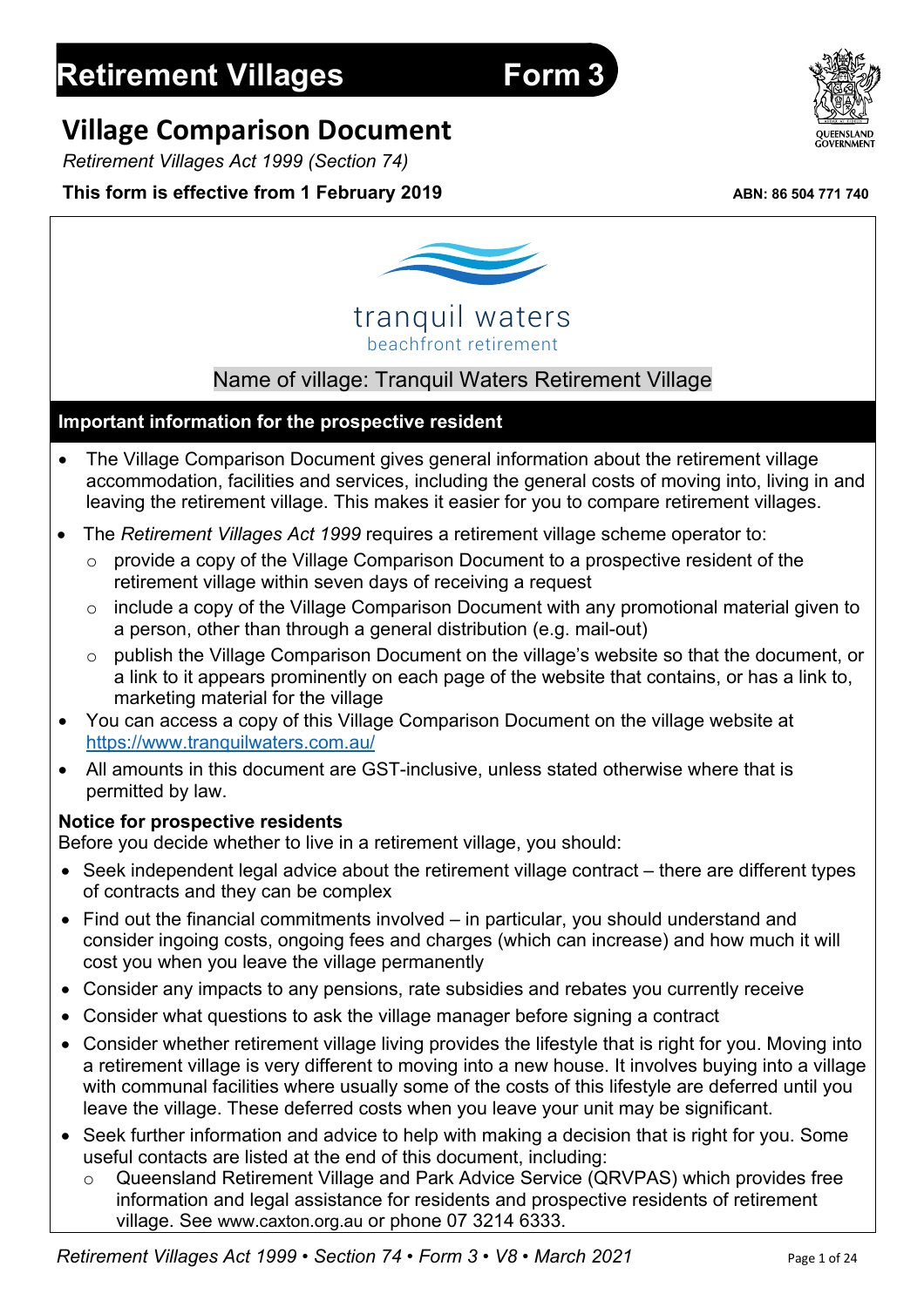# Retirement Villages Form 3

## Village Comparison Document

*Retirement Villages Act 1999 (Section 74)*

**This form is effective from 1 February 2019**

**ABN: 86 504 771 740**

tranquil waters
beachfront retirement

Name of village: Tranquil Waters Retirement Village

### Important information for the prospective resident

- The Village Comparison Document gives general information about the retirement village accommodation, facilities and services, including the general costs of moving into, living in and leaving the retirement village. This makes it easier for you to compare retirement villages.
- The *Retirement Villages Act 1999* requires a retirement village scheme operator to:
  - provide a copy of the Village Comparison Document to a prospective resident of the retirement village within seven days of receiving a request
  - include a copy of the Village Comparison Document with any promotional material given to a person, other than through a general distribution (e.g. mail-out)
  - publish the Village Comparison Document on the village's website so that the document, or a link to it appears prominently on each page of the website that contains, or has a link to, marketing material for the village
- You can access a copy of this Village Comparison Document on the village website at https://www.tranquilwaters.com.au/
- All amounts in this document are GST-inclusive, unless stated otherwise where that is permitted by law.

**Notice for prospective residents**

Before you decide whether to live in a retirement village, you should:

- Seek independent legal advice about the retirement village contract – there are different types of contracts and they can be complex
- Find out the financial commitments involved – in particular, you should understand and consider ingoing costs, ongoing fees and charges (which can increase) and how much it will cost you when you leave the village permanently
- Consider any impacts to any pensions, rate subsidies and rebates you currently receive
- Consider what questions to ask the village manager before signing a contract
- Consider whether retirement village living provides the lifestyle that is right for you. Moving into a retirement village is very different to moving into a new house. It involves buying into a village with communal facilities where usually some of the costs of this lifestyle are deferred until you leave the village. These deferred costs when you leave your unit may be significant.
- Seek further information and advice to help with making a decision that is right for you. Some useful contacts are listed at the end of this document, including:
  - Queensland Retirement Village and Park Advice Service (QRVPAS) which provides free information and legal assistance for residents and prospective residents of retirement village. See www.caxton.org.au or phone 07 3214 6333.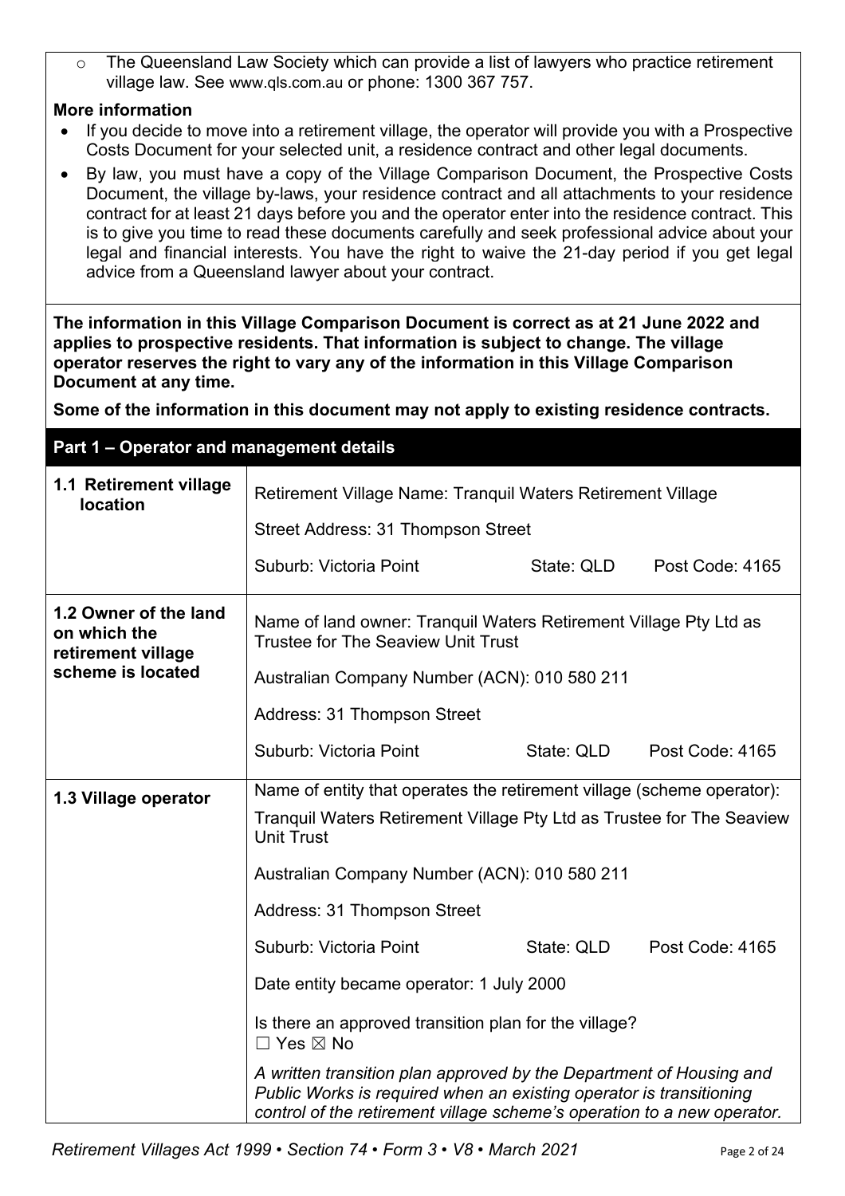- The Queensland Law Society which can provide a list of lawyers who practice retirement village law. See www.qls.com.au or phone: 1300 367 757.

**More information**

- If you decide to move into a retirement village, the operator will provide you with a Prospective Costs Document for your selected unit, a residence contract and other legal documents.
- By law, you must have a copy of the Village Comparison Document, the Prospective Costs Document, the village by-laws, your residence contract and all attachments to your residence contract for at least 21 days before you and the operator enter into the residence contract. This is to give you time to read these documents carefully and seek professional advice about your legal and financial interests. You have the right to waive the 21-day period if you get legal advice from a Queensland lawyer about your contract.

**The information in this Village Comparison Document is correct as at 21 June 2022 and applies to prospective residents. That information is subject to change. The village operator reserves the right to vary any of the information in this Village Comparison Document at any time.**

**Some of the information in this document may not apply to existing residence contracts.**

## Part 1 – Operator and management details

| | |
|---|---|
| **1.1 Retirement village location** | Retirement Village Name: Tranquil Waters Retirement Village<br>Street Address: 31 Thompson Street<br>Suburb: Victoria Point State: QLD Post Code: 4165 |
| **1.2 Owner of the land on which the retirement village scheme is located** | Name of land owner: Tranquil Waters Retirement Village Pty Ltd as Trustee for The Seaview Unit Trust<br>Australian Company Number (ACN): 010 580 211<br>Address: 31 Thompson Street<br>Suburb: Victoria Point State: QLD Post Code: 4165 |
| **1.3 Village operator** | Name of entity that operates the retirement village (scheme operator):<br>Tranquil Waters Retirement Village Pty Ltd as Trustee for The Seaview Unit Trust<br>Australian Company Number (ACN): 010 580 211<br>Address: 31 Thompson Street<br>Suburb: Victoria Point State: QLD Post Code: 4165<br>Date entity became operator: 1 July 2000<br>Is there an approved transition plan for the village?<br>☐ Yes ☒ No<br>*A written transition plan approved by the Department of Housing and Public Works is required when an existing operator is transitioning control of the retirement village scheme's operation to a new operator.* |

*Retirement Villages Act 1999 • Section 74 • Form 3 • V8 • March 2021*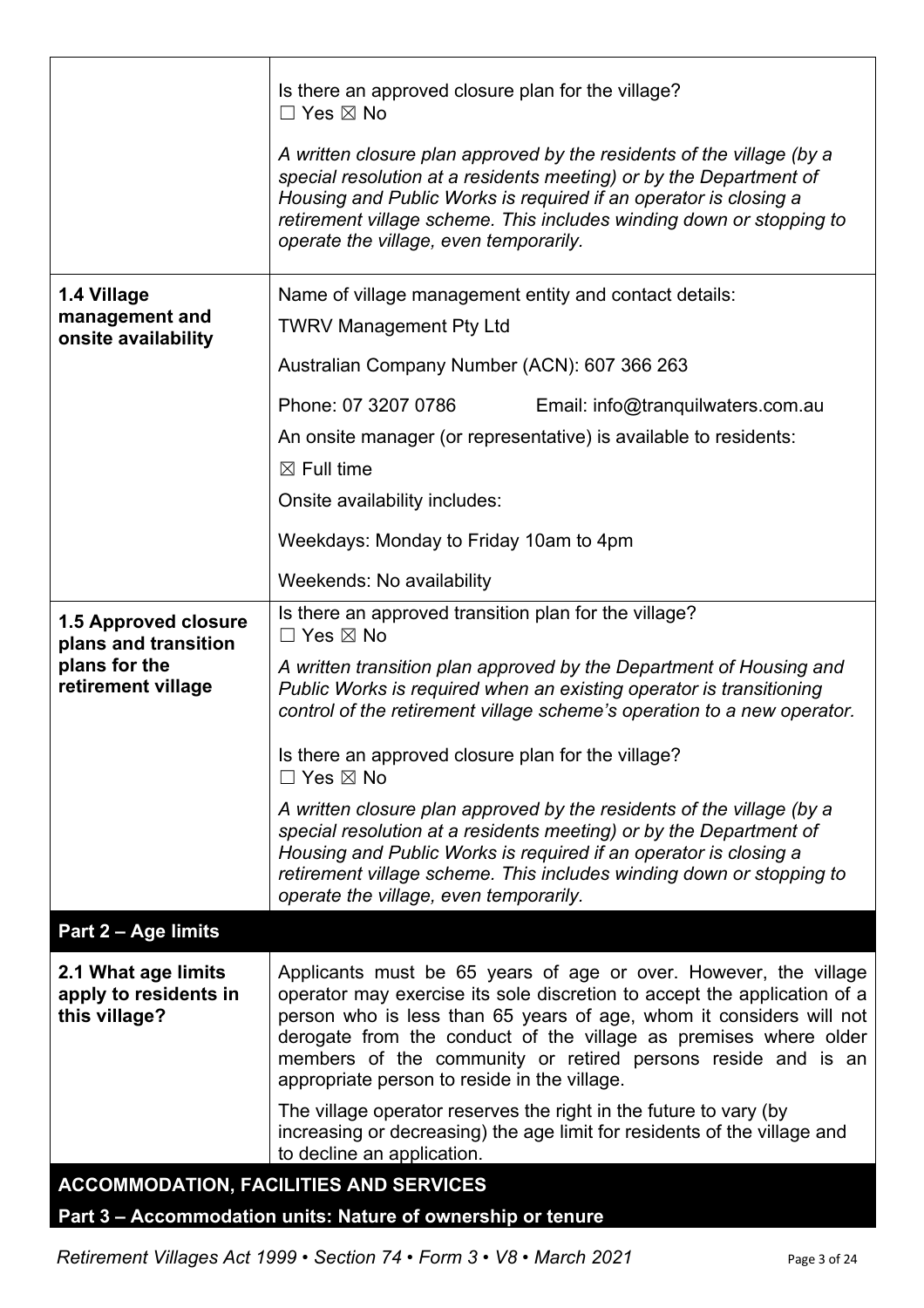| | |
|---|---|
| | Is there an approved closure plan for the village?<br>☐ Yes ☒ No<br><br>*A written closure plan approved by the residents of the village (by a special resolution at a residents meeting) or by the Department of Housing and Public Works is required if an operator is closing a retirement village scheme. This includes winding down or stopping to operate the village, even temporarily.* |
| **1.4 Village management and onsite availability** | Name of village management entity and contact details:<br>TWRV Management Pty Ltd<br>Australian Company Number (ACN): 607 366 263<br>Phone: 07 3207 0786 Email: info@tranquilwaters.com.au<br>An onsite manager (or representative) is available to residents:<br>☒ Full time<br>Onsite availability includes:<br>Weekdays: Monday to Friday 10am to 4pm<br>Weekends: No availability |
| **1.5 Approved closure plans and transition plans for the retirement village** | Is there an approved transition plan for the village?<br>☐ Yes ☒ No<br><br>*A written transition plan approved by the Department of Housing and Public Works is required when an existing operator is transitioning control of the retirement village scheme's operation to a new operator.*<br><br>Is there an approved closure plan for the village?<br>☐ Yes ☒ No<br><br>*A written closure plan approved by the residents of the village (by a special resolution at a residents meeting) or by the Department of Housing and Public Works is required if an operator is closing a retirement village scheme. This includes winding down or stopping to operate the village, even temporarily.* |

## Part 2 – Age limits

| | |
|---|---|
| **2.1 What age limits apply to residents in this village?** | Applicants must be 65 years of age or over. However, the village operator may exercise its sole discretion to accept the application of a person who is less than 65 years of age, whom it considers will not derogate from the conduct of the village as premises where older members of the community or retired persons reside and is an appropriate person to reside in the village.<br><br>The village operator reserves the right in the future to vary (by increasing or decreasing) the age limit for residents of the village and to decline an application. |

## ACCOMMODATION, FACILITIES AND SERVICES

## Part 3 – Accommodation units: Nature of ownership or tenure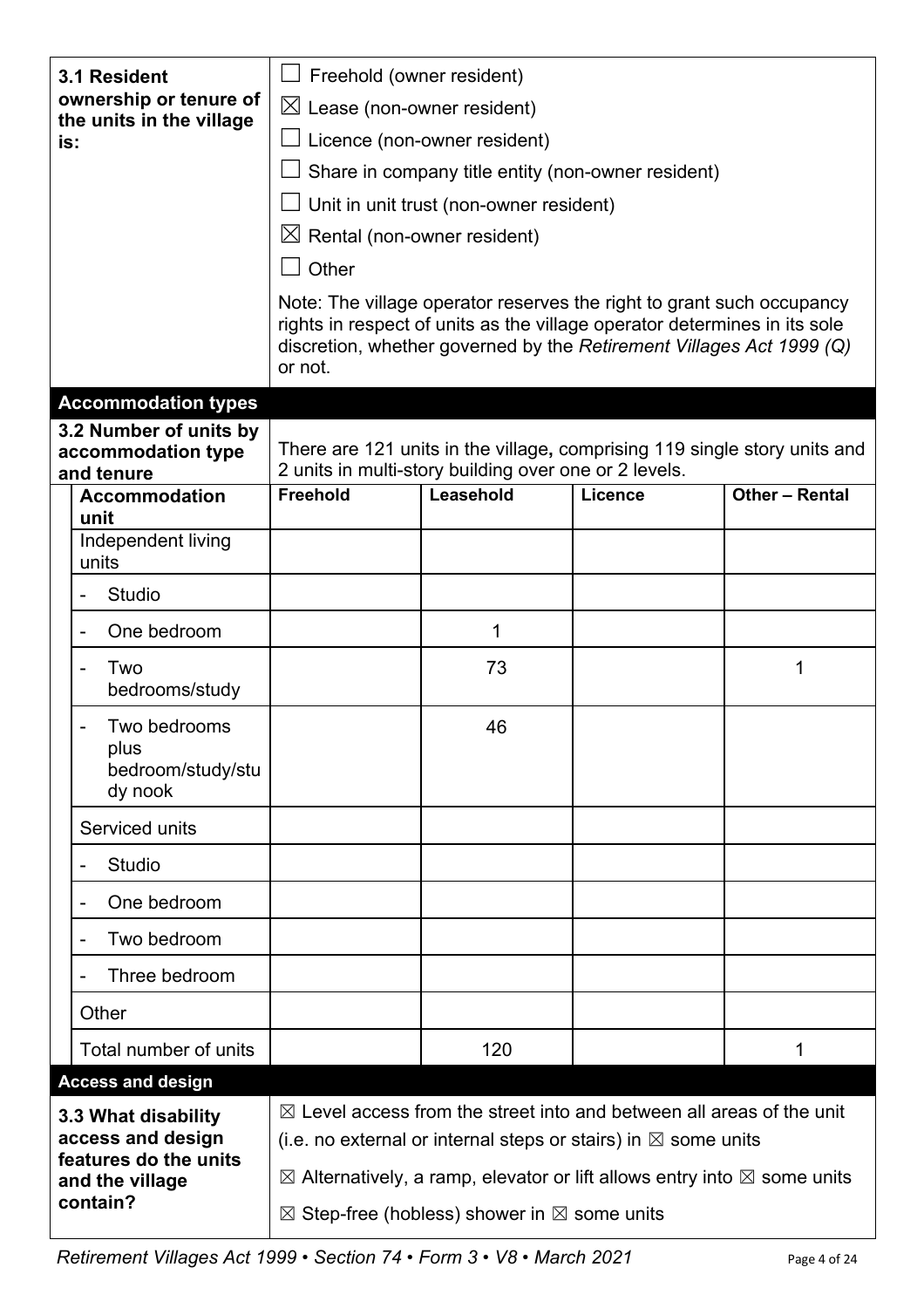| **3.1 Resident ownership or tenure of the units in the village is:** | ☐ Freehold (owner resident)<br>☒ Lease (non-owner resident)<br>☐ Licence (non-owner resident)<br>☐ Share in company title entity (non-owner resident)<br>☐ Unit in unit trust (non-owner resident)<br>☒ Rental (non-owner resident)<br>☐ Other<br><br>Note: The village operator reserves the right to grant such occupancy rights in respect of units as the village operator determines in its sole discretion, whether governed by the *Retirement Villages Act 1999 (Q)* or not. |
|---|---|

## Accommodation types

**3.2 Number of units by accommodation type and tenure**

There are 121 units in the village, comprising 119 single story units and 2 units in multi-story building over one or 2 levels.

| Accommodation unit | Freehold | Leasehold | Licence | Other – Rental |
|---|---|---|---|---|
| Independent living units | | | | |
| - Studio | | | | |
| - One bedroom | | 1 | | |
| - Two bedrooms/study | | 73 | | 1 |
| - Two bedrooms plus bedroom/study/study nook | | 46 | | |
| Serviced units | | | | |
| - Studio | | | | |
| - One bedroom | | | | |
| - Two bedroom | | | | |
| - Three bedroom | | | | |
| Other | | | | |
| Total number of units | | 120 | | 1 |

## Access and design

| **3.3 What disability access and design features do the units and the village contain?** | ☒ Level access from the street into and between all areas of the unit (i.e. no external or internal steps or stairs) in ☒ some units<br>☒ Alternatively, a ramp, elevator or lift allows entry into ☒ some units<br>☒ Step-free (hobless) shower in ☒ some units |
|---|---|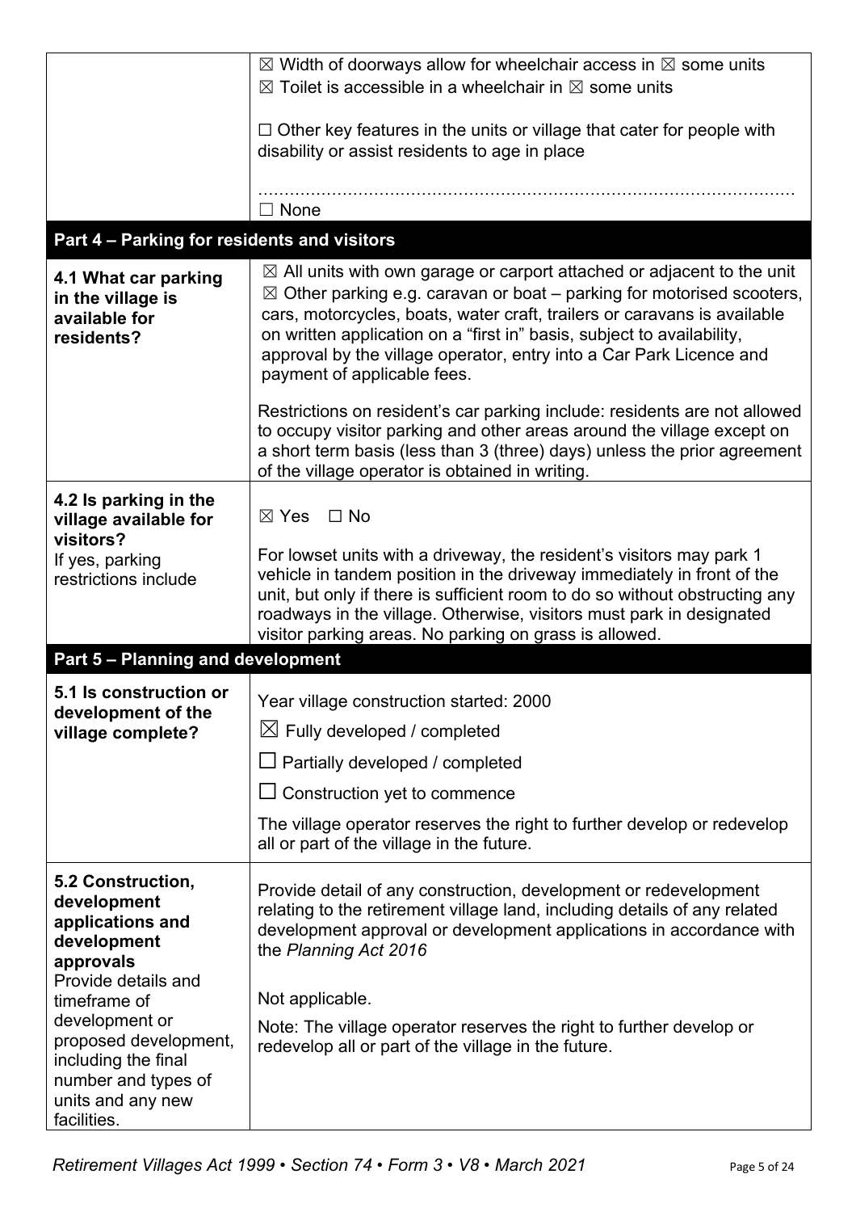| | |
|---|---|
| | ☒ Width of doorways allow for wheelchair access in ☒ some units<br>☒ Toilet is accessible in a wheelchair in ☒ some units<br><br>☐ Other key features in the units or village that cater for people with disability or assist residents to age in place<br><br>……………………………………………………………………………………<br>☐ None |

## Part 4 – Parking for residents and visitors

| | |
|---|---|
| **4.1 What car parking in the village is available for residents?** | ☒ All units with own garage or carport attached or adjacent to the unit<br>☒ Other parking e.g. caravan or boat – parking for motorised scooters, cars, motorcycles, boats, water craft, trailers or caravans is available on written application on a "first in" basis, subject to availability, approval by the village operator, entry into a Car Park Licence and payment of applicable fees.<br><br>Restrictions on resident's car parking include: residents are not allowed to occupy visitor parking and other areas around the village except on a short term basis (less than 3 (three) days) unless the prior agreement of the village operator is obtained in writing. |
| **4.2 Is parking in the village available for visitors?**<br>If yes, parking restrictions include | ☒ Yes ☐ No<br><br>For lowset units with a driveway, the resident's visitors may park 1 vehicle in tandem position in the driveway immediately in front of the unit, but only if there is sufficient room to do so without obstructing any roadways in the village. Otherwise, visitors must park in designated visitor parking areas. No parking on grass is allowed. |

## Part 5 – Planning and development

| | |
|---|---|
| **5.1 Is construction or development of the village complete?** | Year village construction started: 2000<br>☒ Fully developed / completed<br>☐ Partially developed / completed<br>☐ Construction yet to commence<br><br>The village operator reserves the right to further develop or redevelop all or part of the village in the future. |
| **5.2 Construction, development applications and development approvals**<br>Provide details and timeframe of development or proposed development, including the final number and types of units and any new facilities. | Provide detail of any construction, development or redevelopment relating to the retirement village land, including details of any related development approval or development applications in accordance with the *Planning Act 2016*<br><br>Not applicable.<br><br>Note: The village operator reserves the right to further develop or redevelop all or part of the village in the future. |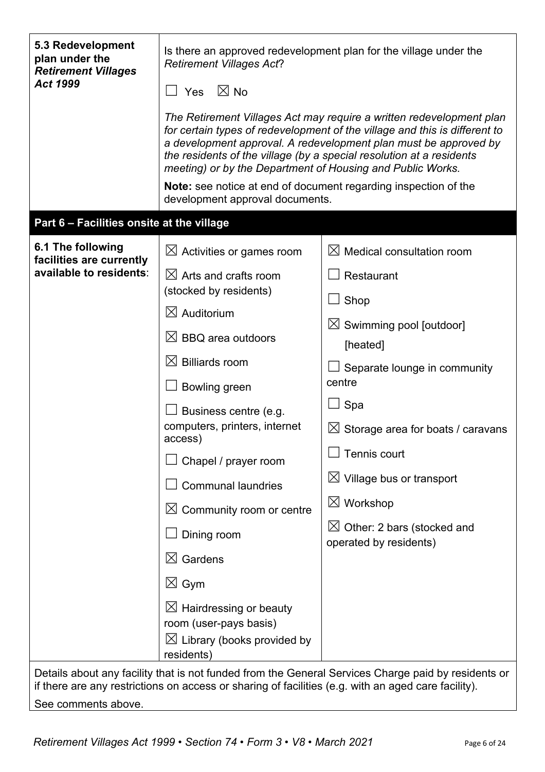| **5.3 Redevelopment plan under the *Retirement Villages Act 1999*** | Is there an approved redevelopment plan for the village under the *Retirement Villages Act*?<br><br>☐ Yes ☒ No<br><br>*The Retirement Villages Act may require a written redevelopment plan for certain types of redevelopment of the village and this is different to a development approval. A redevelopment plan must be approved by the residents of the village (by a special resolution at a residents meeting) or by the Department of Housing and Public Works.*<br><br>**Note:** see notice at end of document regarding inspection of the development approval documents. |
|---|---|

## Part 6 – Facilities onsite at the village

**6.1 The following facilities are currently available to residents:**

- ☒ Activities or games room
- ☒ Arts and crafts room (stocked by residents)
- ☒ Auditorium
- ☒ BBQ area outdoors
- ☒ Billiards room
- ☐ Bowling green
- ☐ Business centre (e.g. computers, printers, internet access)
- ☐ Chapel / prayer room
- ☐ Communal laundries
- ☒ Community room or centre
- ☐ Dining room
- ☒ Gardens
- ☒ Gym
- ☒ Hairdressing or beauty room (user-pays basis)
- ☒ Library (books provided by residents)
- ☒ Medical consultation room
- ☐ Restaurant
- ☐ Shop
- ☒ Swimming pool [outdoor] [heated]
- ☐ Separate lounge in community centre
- ☐ Spa
- ☒ Storage area for boats / caravans
- ☐ Tennis court
- ☒ Village bus or transport
- ☒ Workshop
- ☒ Other: 2 bars (stocked and operated by residents)

Details about any facility that is not funded from the General Services Charge paid by residents or if there are any restrictions on access or sharing of facilities (e.g. with an aged care facility).

See comments above.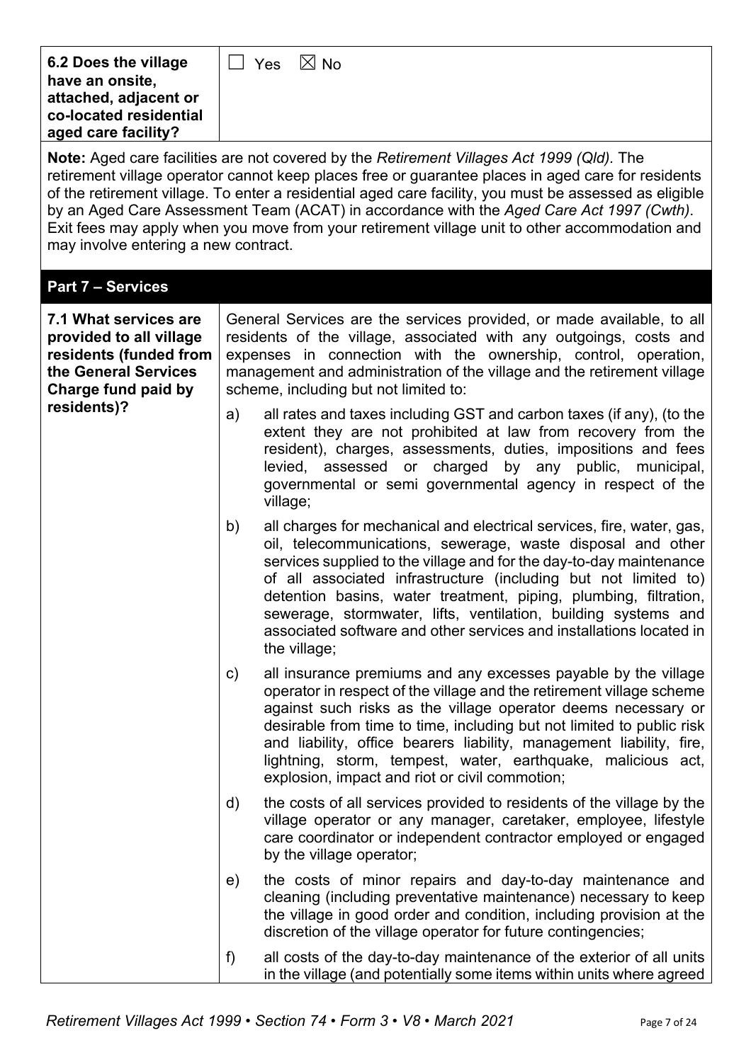| **6.2 Does the village have an onsite, attached, adjacent or co-located residential aged care facility?** | ☐ Yes ☒ No |
|---|---|

**Note:** Aged care facilities are not covered by the *Retirement Villages Act 1999 (Qld)*. The retirement village operator cannot keep places free or guarantee places in aged care for residents of the retirement village. To enter a residential aged care facility, you must be assessed as eligible by an Aged Care Assessment Team (ACAT) in accordance with the *Aged Care Act 1997 (Cwth)*. Exit fees may apply when you move from your retirement village unit to other accommodation and may involve entering a new contract.

## Part 7 – Services

**7.1 What services are provided to all village residents (funded from the General Services Charge fund paid by residents)?**

General Services are the services provided, or made available, to all residents of the village, associated with any outgoings, costs and expenses in connection with the ownership, control, operation, management and administration of the village and the retirement village scheme, including but not limited to:

a) all rates and taxes including GST and carbon taxes (if any), (to the extent they are not prohibited at law from recovery from the resident), charges, assessments, duties, impositions and fees levied, assessed or charged by any public, municipal, governmental or semi governmental agency in respect of the village;

b) all charges for mechanical and electrical services, fire, water, gas, oil, telecommunications, sewerage, waste disposal and other services supplied to the village and for the day-to-day maintenance of all associated infrastructure (including but not limited to) detention basins, water treatment, piping, plumbing, filtration, sewerage, stormwater, lifts, ventilation, building systems and associated software and other services and installations located in the village;

c) all insurance premiums and any excesses payable by the village operator in respect of the village and the retirement village scheme against such risks as the village operator deems necessary or desirable from time to time, including but not limited to public risk and liability, office bearers liability, management liability, fire, lightning, storm, tempest, water, earthquake, malicious act, explosion, impact and riot or civil commotion;

d) the costs of all services provided to residents of the village by the village operator or any manager, caretaker, employee, lifestyle care coordinator or independent contractor employed or engaged by the village operator;

e) the costs of minor repairs and day-to-day maintenance and cleaning (including preventative maintenance) necessary to keep the village in good order and condition, including provision at the discretion of the village operator for future contingencies;

f) all costs of the day-to-day maintenance of the exterior of all units in the village (and potentially some items within units where agreed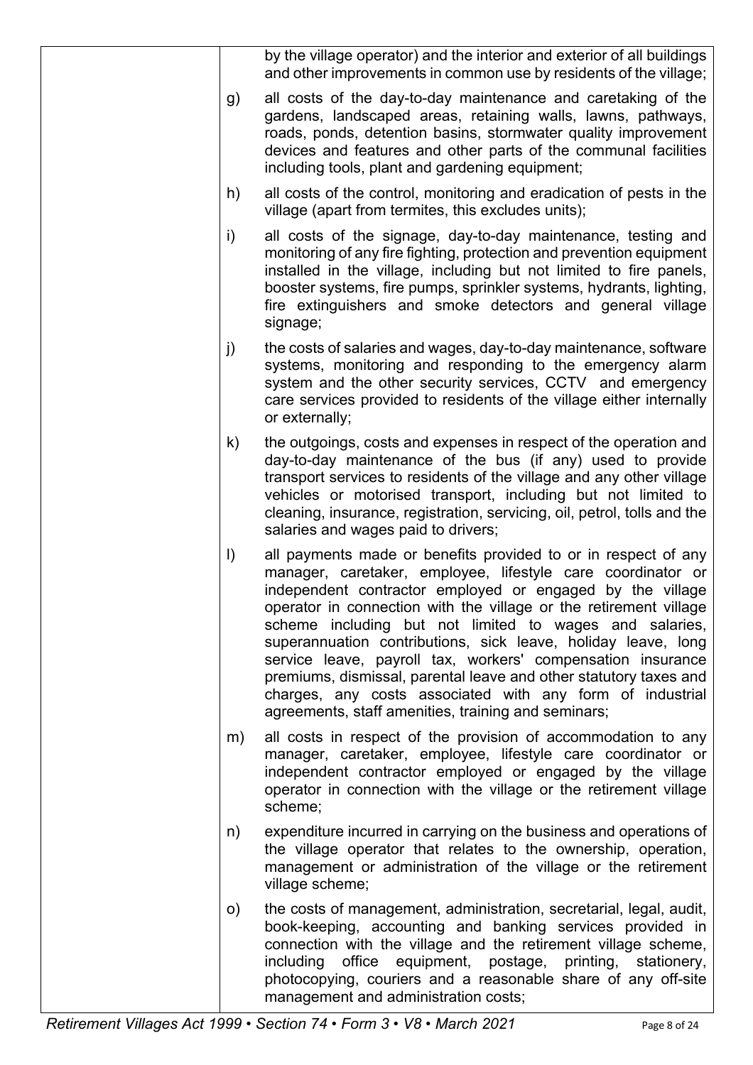by the village operator) and the interior and exterior of all buildings and other improvements in common use by residents of the village;

g) all costs of the day-to-day maintenance and caretaking of the gardens, landscaped areas, retaining walls, lawns, pathways, roads, ponds, detention basins, stormwater quality improvement devices and features and other parts of the communal facilities including tools, plant and gardening equipment;

h) all costs of the control, monitoring and eradication of pests in the village (apart from termites, this excludes units);

i) all costs of the signage, day-to-day maintenance, testing and monitoring of any fire fighting, protection and prevention equipment installed in the village, including but not limited to fire panels, booster systems, fire pumps, sprinkler systems, hydrants, lighting, fire extinguishers and smoke detectors and general village signage;

j) the costs of salaries and wages, day-to-day maintenance, software systems, monitoring and responding to the emergency alarm system and the other security services, CCTV and emergency care services provided to residents of the village either internally or externally;

k) the outgoings, costs and expenses in respect of the operation and day-to-day maintenance of the bus (if any) used to provide transport services to residents of the village and any other village vehicles or motorised transport, including but not limited to cleaning, insurance, registration, servicing, oil, petrol, tolls and the salaries and wages paid to drivers;

l) all payments made or benefits provided to or in respect of any manager, caretaker, employee, lifestyle care coordinator or independent contractor employed or engaged by the village operator in connection with the village or the retirement village scheme including but not limited to wages and salaries, superannuation contributions, sick leave, holiday leave, long service leave, payroll tax, workers' compensation insurance premiums, dismissal, parental leave and other statutory taxes and charges, any costs associated with any form of industrial agreements, staff amenities, training and seminars;

m) all costs in respect of the provision of accommodation to any manager, caretaker, employee, lifestyle care coordinator or independent contractor employed or engaged by the village operator in connection with the village or the retirement village scheme;

n) expenditure incurred in carrying on the business and operations of the village operator that relates to the ownership, operation, management or administration of the village or the retirement village scheme;

o) the costs of management, administration, secretarial, legal, audit, book-keeping, accounting and banking services provided in connection with the village and the retirement village scheme, including office equipment, postage, printing, stationery, photocopying, couriers and a reasonable share of any off-site management and administration costs;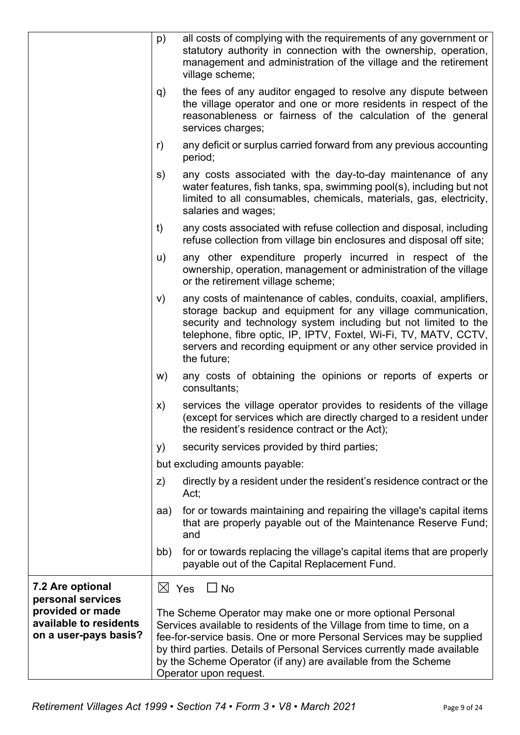| | |
|---|---|
| | p) all costs of complying with the requirements of any government or statutory authority in connection with the ownership, operation, management and administration of the village and the retirement village scheme;<br><br>q) the fees of any auditor engaged to resolve any dispute between the village operator and one or more residents in respect of the reasonableness or fairness of the calculation of the general services charges;<br><br>r) any deficit or surplus carried forward from any previous accounting period;<br><br>s) any costs associated with the day-to-day maintenance of any water features, fish tanks, spa, swimming pool(s), including but not limited to all consumables, chemicals, materials, gas, electricity, salaries and wages;<br><br>t) any costs associated with refuse collection and disposal, including refuse collection from village bin enclosures and disposal off site;<br><br>u) any other expenditure properly incurred in respect of the ownership, operation, management or administration of the village or the retirement village scheme;<br><br>v) any costs of maintenance of cables, conduits, coaxial, amplifiers, storage backup and equipment for any village communication, security and technology system including but not limited to the telephone, fibre optic, IP, IPTV, Foxtel, Wi-Fi, TV, MATV, CCTV, servers and recording equipment or any other service provided in the future;<br><br>w) any costs of obtaining the opinions or reports of experts or consultants;<br><br>x) services the village operator provides to residents of the village (except for services which are directly charged to a resident under the resident's residence contract or the Act);<br><br>y) security services provided by third parties;<br><br>but excluding amounts payable:<br><br>z) directly by a resident under the resident's residence contract or the Act;<br><br>aa) for or towards maintaining and repairing the village's capital items that are properly payable out of the Maintenance Reserve Fund; and<br><br>bb) for or towards replacing the village's capital items that are properly payable out of the Capital Replacement Fund. |
| **7.2 Are optional personal services provided or made available to residents on a user-pays basis?** | ☒ Yes ☐ No<br><br>The Scheme Operator may make one or more optional Personal Services available to residents of the Village from time to time, on a fee-for-service basis. One or more Personal Services may be supplied by third parties. Details of Personal Services currently made available by the Scheme Operator (if any) are available from the Scheme Operator upon request. |

*Retirement Villages Act 1999 • Section 74 • Form 3 • V8 • March 2021*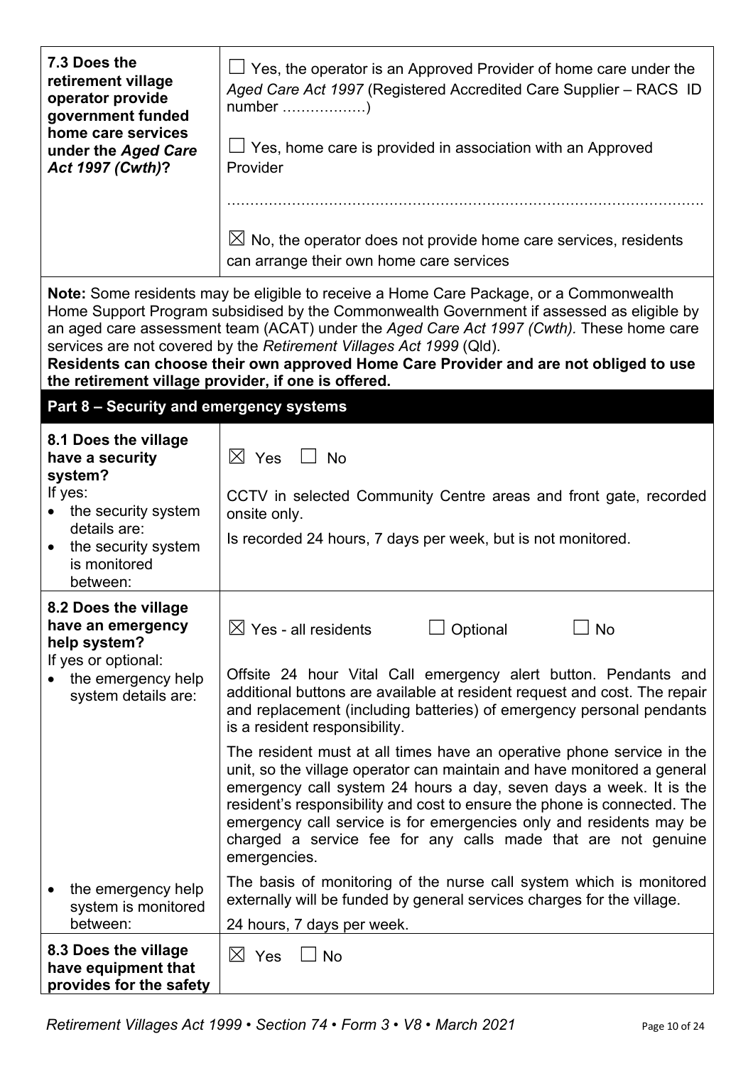| | |
|---|---|
| **7.3 Does the retirement village operator provide government funded home care services under the *Aged Care Act 1997 (Cwth)*?** | ☐ Yes, the operator is an Approved Provider of home care under the *Aged Care Act 1997* (Registered Accredited Care Supplier – RACS ID number ………………)<br><br>☐ Yes, home care is provided in association with an Approved Provider<br><br>……………………………………………………………………………………<br><br>☒ No, the operator does not provide home care services, residents can arrange their own home care services |

**Note:** Some residents may be eligible to receive a Home Care Package, or a Commonwealth Home Support Program subsidised by the Commonwealth Government if assessed as eligible by an aged care assessment team (ACAT) under the *Aged Care Act 1997 (Cwth).* These home care services are not covered by the *Retirement Villages Act 1999* (Qld).
**Residents can choose their own approved Home Care Provider and are not obliged to use the retirement village provider, if one is offered.**

## Part 8 – Security and emergency systems

| | |
|---|---|
| **8.1 Does the village have a security system?**<br>If yes:<br>• the security system details are:<br>• the security system is monitored between: | ☒ Yes ☐ No<br><br>CCTV in selected Community Centre areas and front gate, recorded onsite only.<br><br>Is recorded 24 hours, 7 days per week, but is not monitored. |
| **8.2 Does the village have an emergency help system?**<br>If yes or optional:<br>• the emergency help system details are: | ☒ Yes - all residents ☐ Optional ☐ No<br><br>Offsite 24 hour Vital Call emergency alert button. Pendants and additional buttons are available at resident request and cost. The repair and replacement (including batteries) of emergency personal pendants is a resident responsibility.<br><br>The resident must at all times have an operative phone service in the unit, so the village operator can maintain and have monitored a general emergency call system 24 hours a day, seven days a week. It is the resident's responsibility and cost to ensure the phone is connected. The emergency call service is for emergencies only and residents may be charged a service fee for any calls made that are not genuine emergencies. |
| • the emergency help system is monitored between: | The basis of monitoring of the nurse call system which is monitored externally will be funded by general services charges for the village.<br><br>24 hours, 7 days per week. |
| **8.3 Does the village have equipment that provides for the safety** | ☒ Yes ☐ No |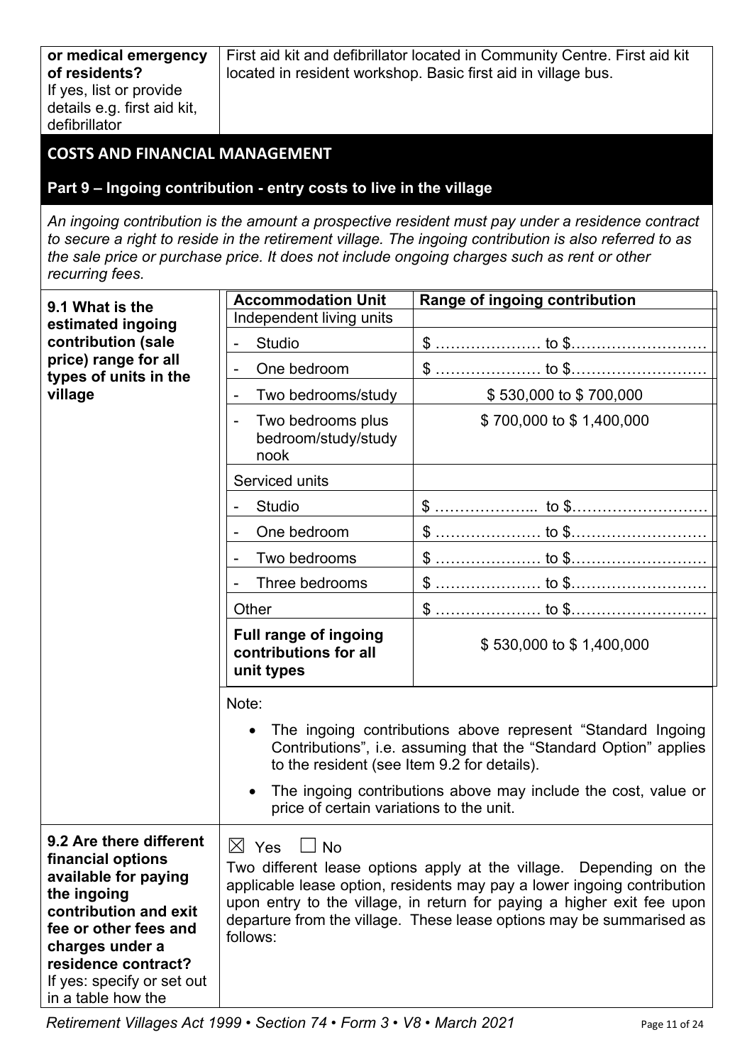| **or medical emergency of residents?** If yes, list or provide details e.g. first aid kit, defibrillator | First aid kit and defibrillator located in Community Centre. First aid kit located in resident workshop. Basic first aid in village bus. |
|---|---|

## COSTS AND FINANCIAL MANAGEMENT

### Part 9 – Ingoing contribution - entry costs to live in the village

*An ingoing contribution is the amount a prospective resident must pay under a residence contract to secure a right to reside in the retirement village. The ingoing contribution is also referred to as the sale price or purchase price. It does not include ongoing charges such as rent or other recurring fees.*

**9.1 What is the estimated ingoing contribution (sale price) range for all types of units in the village**

| Accommodation Unit | Range of ingoing contribution |
|---|---|
| Independent living units | |
| - Studio | $ ………………… to $……………………… |
| - One bedroom | $ ………………… to $……………………… |
| - Two bedrooms/study | $ 530,000 to $ 700,000 |
| - Two bedrooms plus bedroom/study/study nook | $ 700,000 to $ 1,400,000 |
| Serviced units | |
| - Studio | $ ………………... to $……………………… |
| - One bedroom | $ ………………… to $……………………… |
| - Two bedrooms | $ ………………… to $……………………… |
| - Three bedrooms | $ ………………… to $……………………… |
| Other | $ ………………… to $……………………… |
| **Full range of ingoing contributions for all unit types** | $ 530,000 to $ 1,400,000 |

Note:

- The ingoing contributions above represent "Standard Ingoing Contributions", i.e. assuming that the "Standard Option" applies to the resident (see Item 9.2 for details).
- The ingoing contributions above may include the cost, value or price of certain variations to the unit.

| **9.2 Are there different financial options available for paying the ingoing contribution and exit fee or other fees and charges under a residence contract?** If yes: specify or set out in a table how the | ☒ Yes ☐ No<br>Two different lease options apply at the village. Depending on the applicable lease option, residents may pay a lower ingoing contribution upon entry to the village, in return for paying a higher exit fee upon departure from the village. These lease options may be summarised as follows: |
|---|---|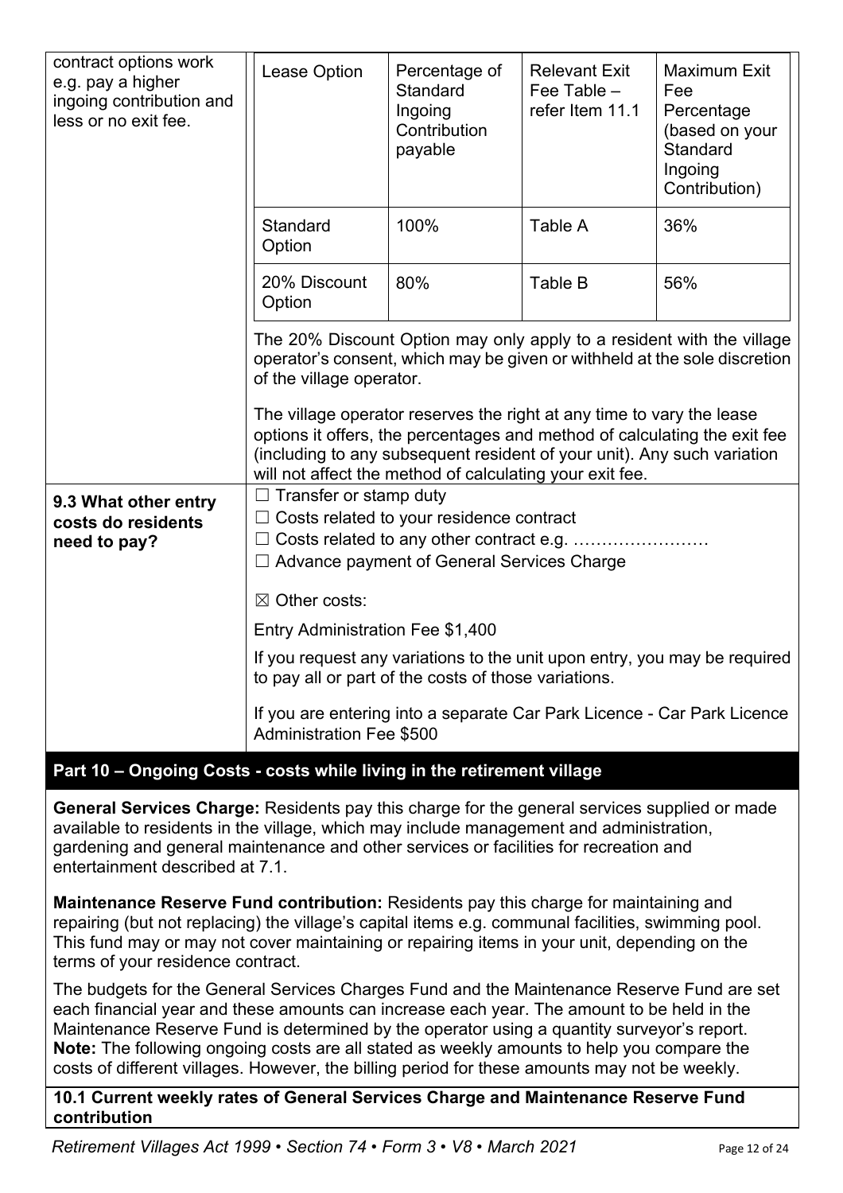| | | | | |
|---|---|---|---|---|
| contract options work e.g. pay a higher ingoing contribution and less or no exit fee. | Lease Option | Percentage of Standard Ingoing Contribution payable | Relevant Exit Fee Table – refer Item 11.1 | Maximum Exit Fee Percentage (based on your Standard Ingoing Contribution) |
| | Standard Option | 100% | Table A | 36% |
| | 20% Discount Option | 80% | Table B | 56% |

The 20% Discount Option may only apply to a resident with the village operator's consent, which may be given or withheld at the sole discretion of the village operator.

The village operator reserves the right at any time to vary the lease options it offers, the percentages and method of calculating the exit fee (including to any subsequent resident of your unit). Any such variation will not affect the method of calculating your exit fee.

**9.3 What other entry costs do residents need to pay?**

☐ Transfer or stamp duty
☐ Costs related to your residence contract
☐ Costs related to any other contract e.g. ……………………
☐ Advance payment of General Services Charge

☒ Other costs:

Entry Administration Fee $1,400

If you request any variations to the unit upon entry, you may be required to pay all or part of the costs of those variations.

If you are entering into a separate Car Park Licence - Car Park Licence Administration Fee $500

## Part 10 – Ongoing Costs - costs while living in the retirement village

**General Services Charge:** Residents pay this charge for the general services supplied or made available to residents in the village, which may include management and administration, gardening and general maintenance and other services or facilities for recreation and entertainment described at 7.1.

**Maintenance Reserve Fund contribution:** Residents pay this charge for maintaining and repairing (but not replacing) the village's capital items e.g. communal facilities, swimming pool. This fund may or may not cover maintaining or repairing items in your unit, depending on the terms of your residence contract.

The budgets for the General Services Charges Fund and the Maintenance Reserve Fund are set each financial year and these amounts can increase each year. The amount to be held in the Maintenance Reserve Fund is determined by the operator using a quantity surveyor's report. **Note:** The following ongoing costs are all stated as weekly amounts to help you compare the costs of different villages. However, the billing period for these amounts may not be weekly.

**10.1 Current weekly rates of General Services Charge and Maintenance Reserve Fund contribution**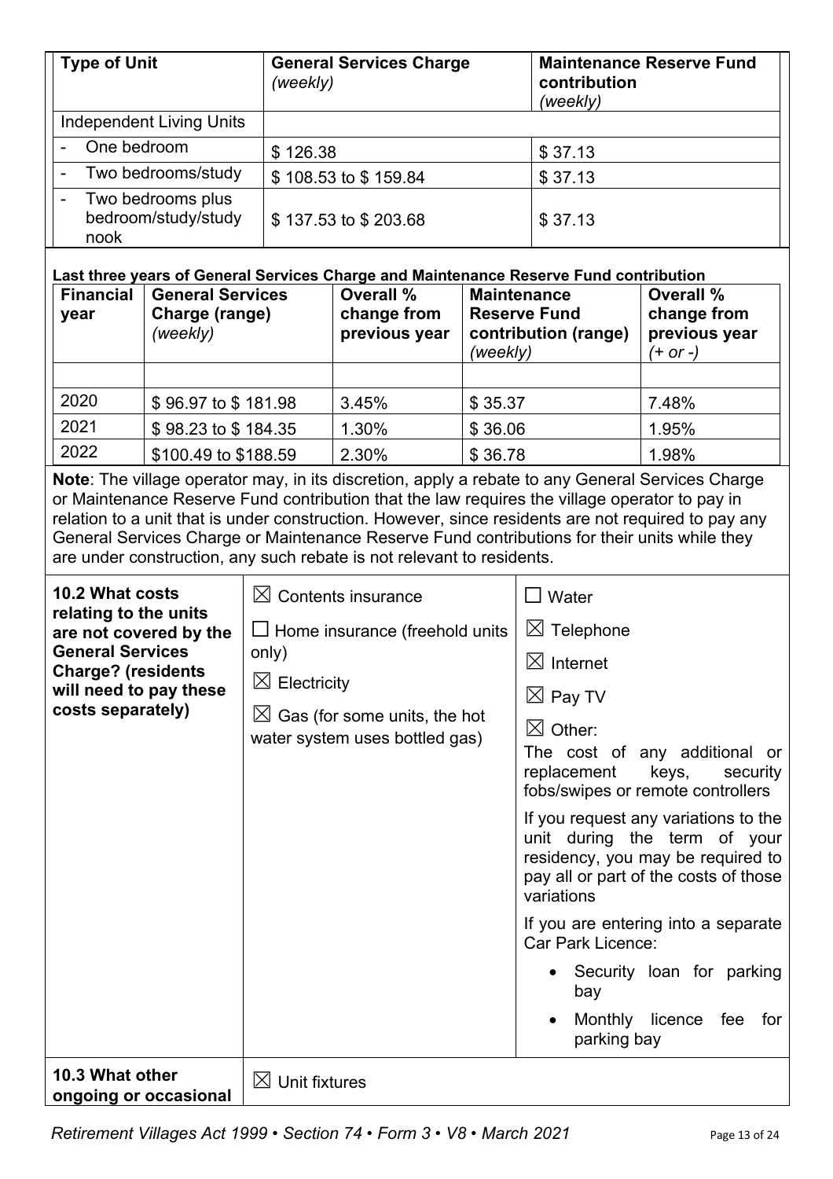| Type of Unit | General Services Charge *(weekly)* | Maintenance Reserve Fund contribution *(weekly)* |
|---|---|---|
| Independent Living Units | | |
| - One bedroom | $ 126.38 | $ 37.13 |
| - Two bedrooms/study | $ 108.53 to $ 159.84 | $ 37.13 |
| - Two bedrooms plus bedroom/study/study nook | $ 137.53 to $ 203.68 | $ 37.13 |

**Last three years of General Services Charge and Maintenance Reserve Fund contribution**

| Financial year | General Services Charge (range) *(weekly)* | Overall % change from previous year | Maintenance Reserve Fund contribution (range) *(weekly)* | Overall % change from previous year *(+ or -)* |
|---|---|---|---|---|
| | | | | |
| 2020 | $ 96.97 to $ 181.98 | 3.45% | $ 35.37 | 7.48% |
| 2021 | $ 98.23 to $ 184.35 | 1.30% | $ 36.06 | 1.95% |
| 2022 | $100.49 to $188.59 | 2.30% | $ 36.78 | 1.98% |

**Note**: The village operator may, in its discretion, apply a rebate to any General Services Charge or Maintenance Reserve Fund contribution that the law requires the village operator to pay in relation to a unit that is under construction. However, since residents are not required to pay any General Services Charge or Maintenance Reserve Fund contributions for their units while they are under construction, any such rebate is not relevant to residents.

| | | |
|---|---|---|
| **10.2 What costs relating to the units are not covered by the General Services Charge? (residents will need to pay these costs separately)** | ☒ Contents insurance<br>☐ Home insurance (freehold units only)<br>☒ Electricity<br>☒ Gas (for some units, the hot water system uses bottled gas) | ☐ Water<br>☒ Telephone<br>☒ Internet<br>☒ Pay TV<br>☒ Other:<br>The cost of any additional or replacement keys, security fobs/swipes or remote controllers<br>If you request any variations to the unit during the term of your residency, you may be required to pay all or part of the costs of those variations<br>If you are entering into a separate Car Park Licence:<br>• Security loan for parking bay<br>• Monthly licence fee for parking bay |
| **10.3 What other ongoing or occasional** | ☒ Unit fixtures | |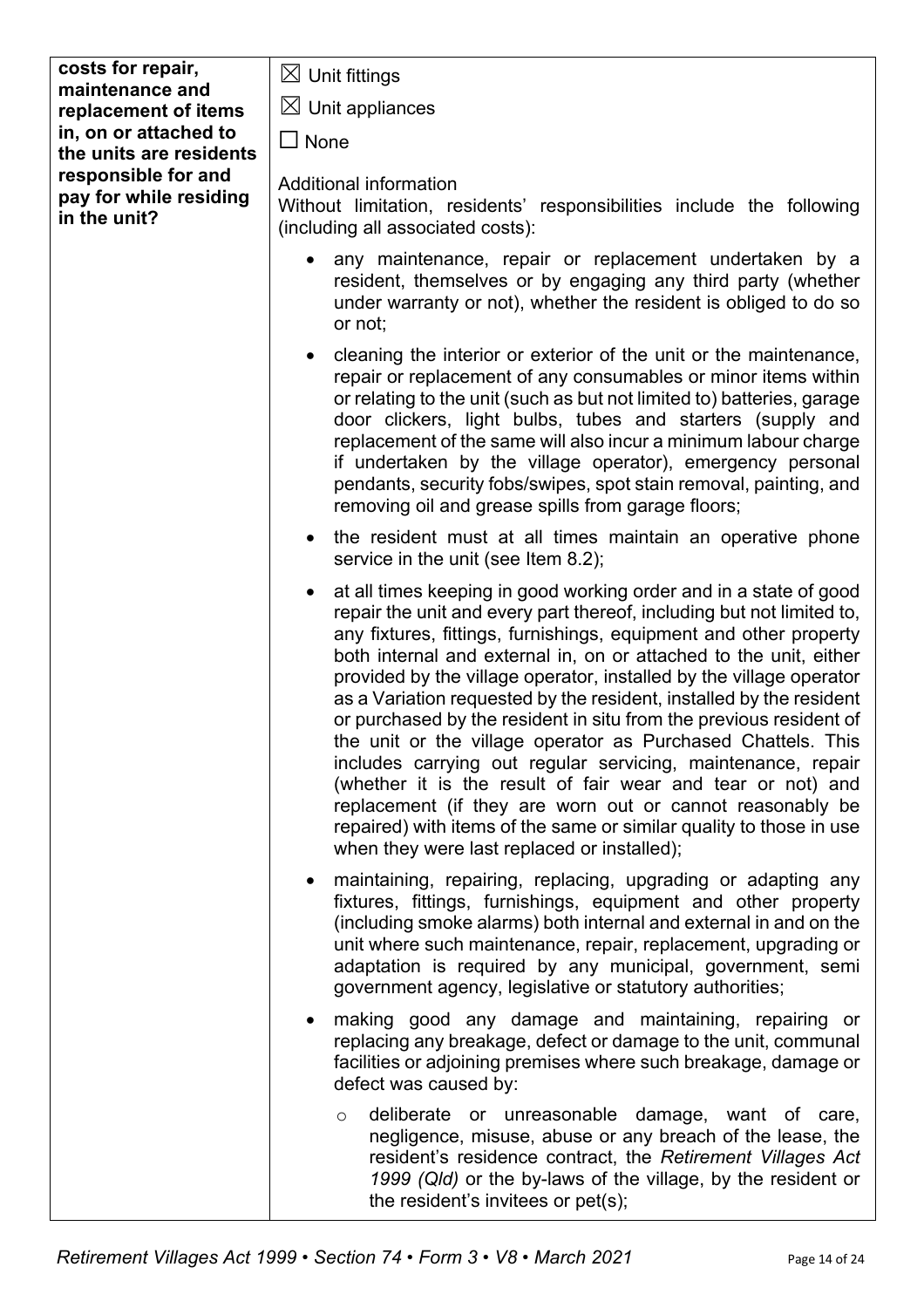| costs for repair, maintenance and replacement of items in, on or attached to the units are residents responsible for and pay for while residing in the unit? | ☒ Unit fittings<br>☒ Unit appliances<br>☐ None<br><br>Additional information<br>Without limitation, residents' responsibilities include the following (including all associated costs):<br><br>• any maintenance, repair or replacement undertaken by a resident, themselves or by engaging any third party (whether under warranty or not), whether the resident is obliged to do so or not;<br><br>• cleaning the interior or exterior of the unit or the maintenance, repair or replacement of any consumables or minor items within or relating to the unit (such as but not limited to) batteries, garage door clickers, light bulbs, tubes and starters (supply and replacement of the same will also incur a minimum labour charge if undertaken by the village operator), emergency personal pendants, security fobs/swipes, spot stain removal, painting, and removing oil and grease spills from garage floors;<br><br>• the resident must at all times maintain an operative phone service in the unit (see Item 8.2);<br><br>• at all times keeping in good working order and in a state of good repair the unit and every part thereof, including but not limited to, any fixtures, fittings, furnishings, equipment and other property both internal and external in, on or attached to the unit, either provided by the village operator, installed by the village operator as a Variation requested by the resident, installed by the resident or purchased by the resident in situ from the previous resident of the unit or the village operator as Purchased Chattels. This includes carrying out regular servicing, maintenance, repair (whether it is the result of fair wear and tear or not) and replacement (if they are worn out or cannot reasonably be repaired) with items of the same or similar quality to those in use when they were last replaced or installed);<br><br>• maintaining, repairing, replacing, upgrading or adapting any fixtures, fittings, furnishings, equipment and other property (including smoke alarms) both internal and external in and on the unit where such maintenance, repair, replacement, upgrading or adaptation is required by any municipal, government, semi government agency, legislative or statutory authorities;<br><br>• making good any damage and maintaining, repairing or replacing any breakage, defect or damage to the unit, communal facilities or adjoining premises where such breakage, damage or defect was caused by:<br><br>&nbsp;&nbsp;&nbsp;&nbsp;o deliberate or unreasonable damage, want of care, negligence, misuse, abuse or any breach of the lease, the resident's residence contract, the *Retirement Villages Act 1999 (Qld)* or the by-laws of the village, by the resident or the resident's invitees or pet(s); |
|---|---|

*Retirement Villages Act 1999 • Section 74 • Form 3 • V8 • March 2021*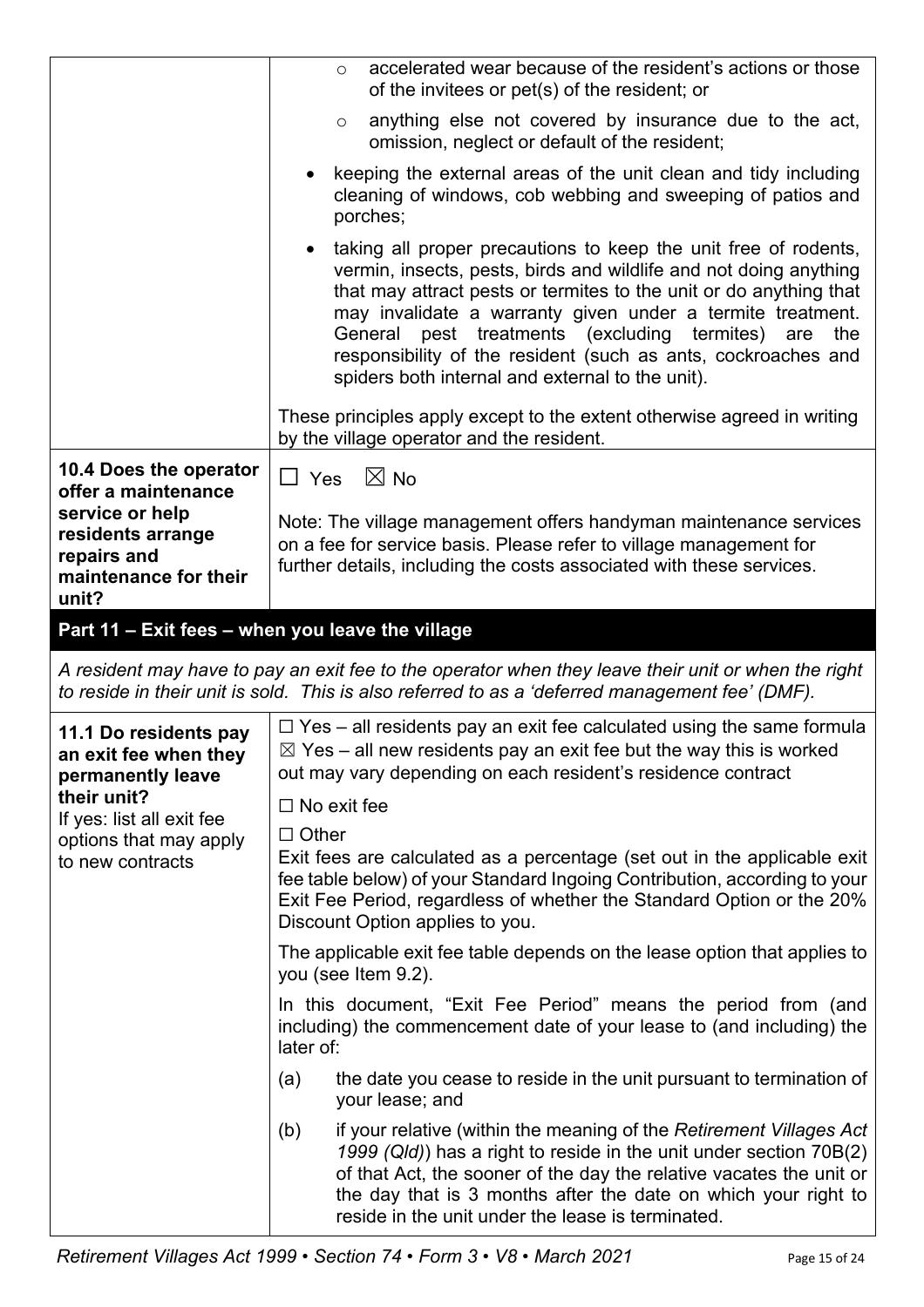| | |
|---|---|
| | ○ accelerated wear because of the resident's actions or those of the invitees or pet(s) of the resident; or<br>○ anything else not covered by insurance due to the act, omission, neglect or default of the resident;<br>• keeping the external areas of the unit clean and tidy including cleaning of windows, cob webbing and sweeping of patios and porches;<br>• taking all proper precautions to keep the unit free of rodents, vermin, insects, pests, birds and wildlife and not doing anything that may attract pests or termites to the unit or do anything that may invalidate a warranty given under a termite treatment. General pest treatments (excluding termites) are the responsibility of the resident (such as ants, cockroaches and spiders both internal and external to the unit).<br><br>These principles apply except to the extent otherwise agreed in writing by the village operator and the resident. |
| **10.4 Does the operator offer a maintenance service or help residents arrange repairs and maintenance for their unit?** | ☐ Yes ☒ No<br><br>Note: The village management offers handyman maintenance services on a fee for service basis. Please refer to village management for further details, including the costs associated with these services. |

## Part 11 – Exit fees – when you leave the village

*A resident may have to pay an exit fee to the operator when they leave their unit or when the right to reside in their unit is sold. This is also referred to as a 'deferred management fee' (DMF).*

| | |
|---|---|
| **11.1 Do residents pay an exit fee when they permanently leave their unit?**<br>If yes: list all exit fee options that may apply to new contracts | ☐ Yes – all residents pay an exit fee calculated using the same formula<br>☒ Yes – all new residents pay an exit fee but the way this is worked out may vary depending on each resident's residence contract<br><br>☐ No exit fee<br><br>☐ Other<br>Exit fees are calculated as a percentage (set out in the applicable exit fee table below) of your Standard Ingoing Contribution, according to your Exit Fee Period, regardless of whether the Standard Option or the 20% Discount Option applies to you.<br><br>The applicable exit fee table depends on the lease option that applies to you (see Item 9.2).<br><br>In this document, "Exit Fee Period" means the period from (and including) the commencement date of your lease to (and including) the later of:<br><br>(a) the date you cease to reside in the unit pursuant to termination of your lease; and<br><br>(b) if your relative (within the meaning of the *Retirement Villages Act 1999 (Qld)*) has a right to reside in the unit under section 70B(2) of that Act, the sooner of the day the relative vacates the unit or the day that is 3 months after the date on which your right to reside in the unit under the lease is terminated. |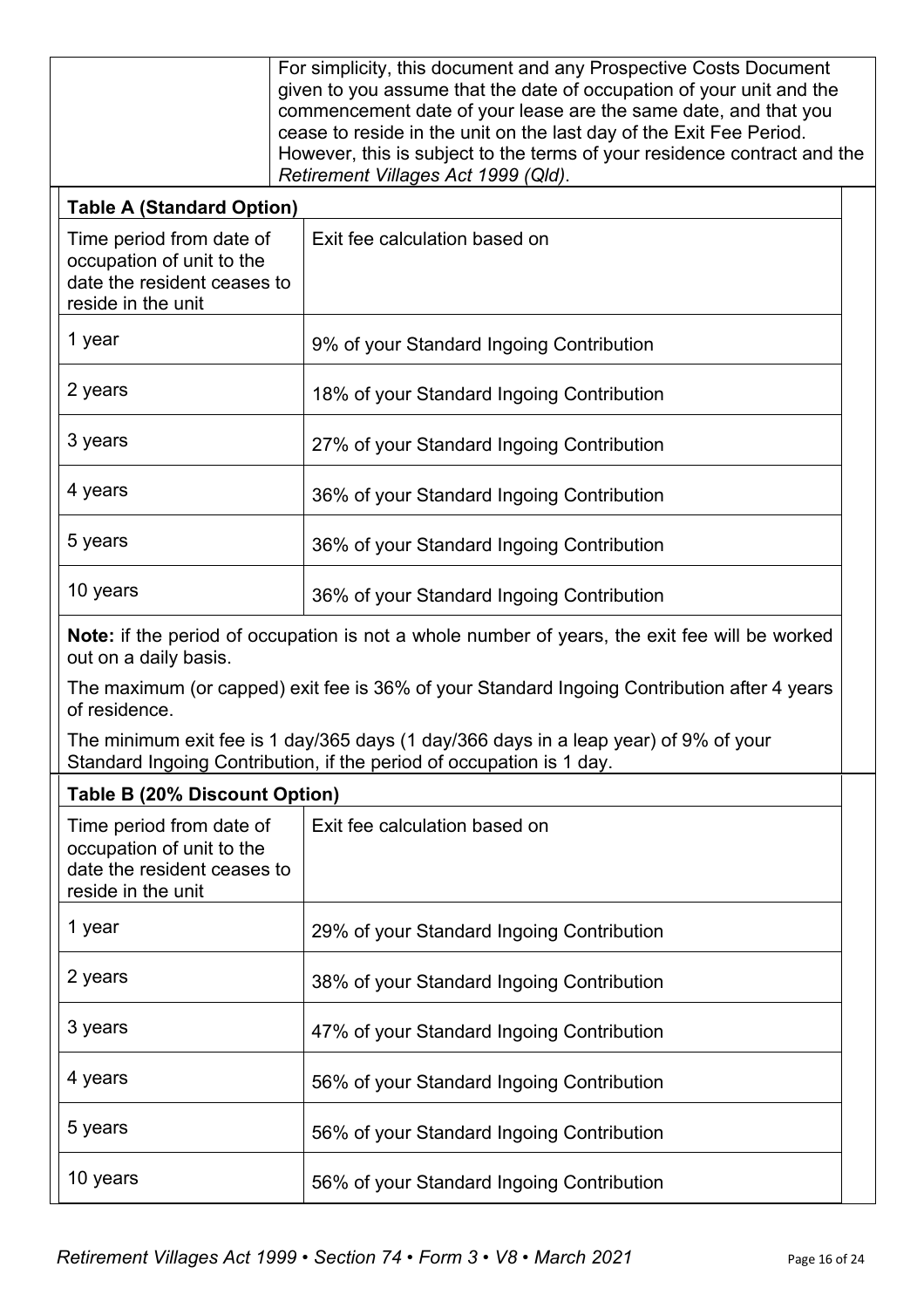| | For simplicity, this document and any Prospective Costs Document given to you assume that the date of occupation of your unit and the commencement date of your lease are the same date, and that you cease to reside in the unit on the last day of the Exit Fee Period. However, this is subject to the terms of your residence contract and the *Retirement Villages Act 1999 (Qld)*. |
|---|---|

**Table A (Standard Option)**

| Time period from date of occupation of unit to the date the resident ceases to reside in the unit | Exit fee calculation based on |
|---|---|
| 1 year | 9% of your Standard Ingoing Contribution |
| 2 years | 18% of your Standard Ingoing Contribution |
| 3 years | 27% of your Standard Ingoing Contribution |
| 4 years | 36% of your Standard Ingoing Contribution |
| 5 years | 36% of your Standard Ingoing Contribution |
| 10 years | 36% of your Standard Ingoing Contribution |

**Note:** if the period of occupation is not a whole number of years, the exit fee will be worked out on a daily basis.

The maximum (or capped) exit fee is 36% of your Standard Ingoing Contribution after 4 years of residence.

The minimum exit fee is 1 day/365 days (1 day/366 days in a leap year) of 9% of your Standard Ingoing Contribution, if the period of occupation is 1 day.

**Table B (20% Discount Option)**

| Time period from date of occupation of unit to the date the resident ceases to reside in the unit | Exit fee calculation based on |
|---|---|
| 1 year | 29% of your Standard Ingoing Contribution |
| 2 years | 38% of your Standard Ingoing Contribution |
| 3 years | 47% of your Standard Ingoing Contribution |
| 4 years | 56% of your Standard Ingoing Contribution |
| 5 years | 56% of your Standard Ingoing Contribution |
| 10 years | 56% of your Standard Ingoing Contribution |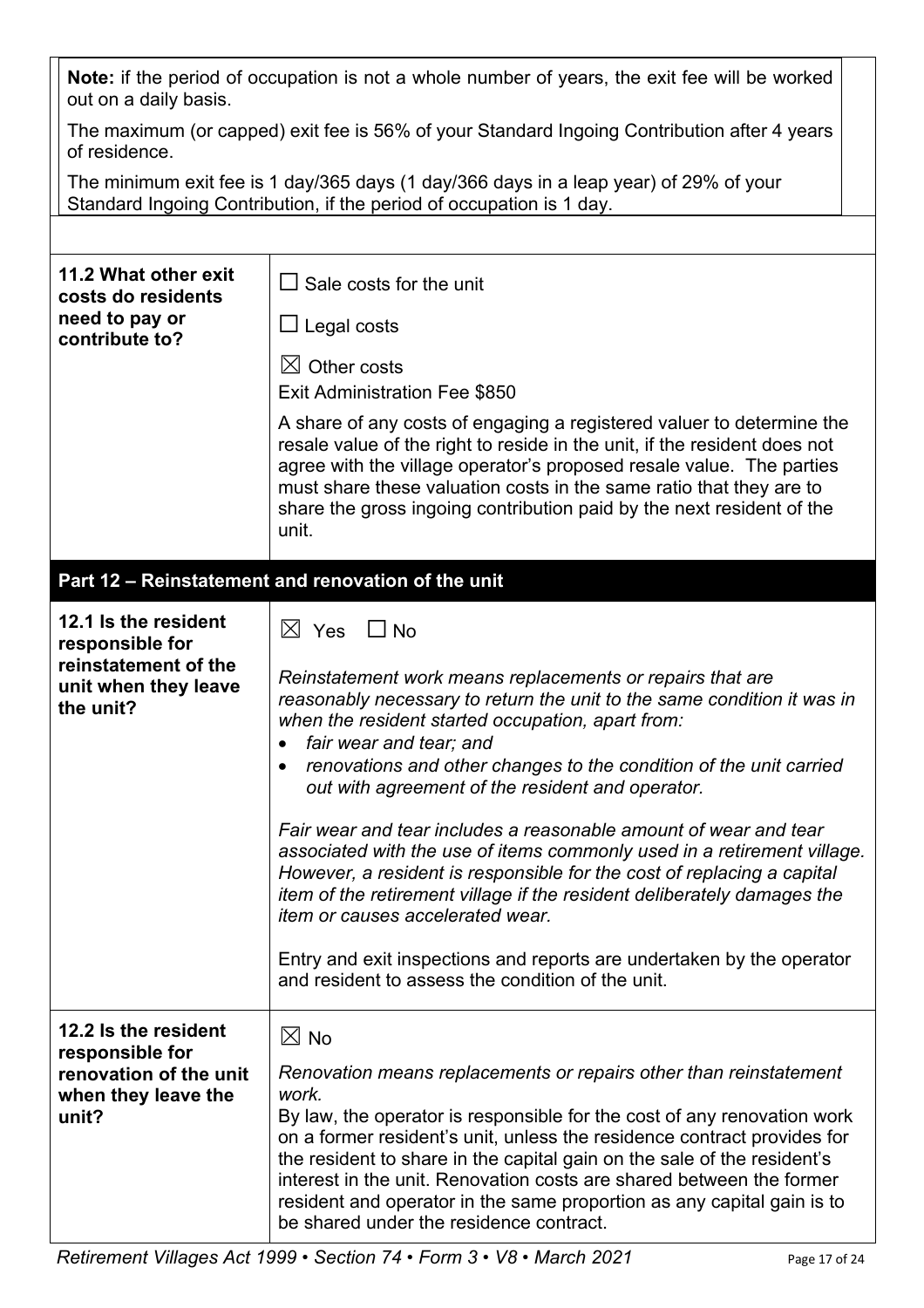**Note:** if the period of occupation is not a whole number of years, the exit fee will be worked out on a daily basis.

The maximum (or capped) exit fee is 56% of your Standard Ingoing Contribution after 4 years of residence.

The minimum exit fee is 1 day/365 days (1 day/366 days in a leap year) of 29% of your Standard Ingoing Contribution, if the period of occupation is 1 day.

| | |
|---|---|
| **11.2 What other exit costs do residents need to pay or contribute to?** | ☐ Sale costs for the unit<br><br>☐ Legal costs<br><br>☒ Other costs<br>Exit Administration Fee $850<br><br>A share of any costs of engaging a registered valuer to determine the resale value of the right to reside in the unit, if the resident does not agree with the village operator's proposed resale value. The parties must share these valuation costs in the same ratio that they are to share the gross ingoing contribution paid by the next resident of the unit. |

## Part 12 – Reinstatement and renovation of the unit

| | |
|---|---|
| **12.1 Is the resident responsible for reinstatement of the unit when they leave the unit?** | ☒ Yes ☐ No<br><br>*Reinstatement work means replacements or repairs that are reasonably necessary to return the unit to the same condition it was in when the resident started occupation, apart from:*<br>• *fair wear and tear; and*<br>• *renovations and other changes to the condition of the unit carried out with agreement of the resident and operator.*<br><br>*Fair wear and tear includes a reasonable amount of wear and tear associated with the use of items commonly used in a retirement village. However, a resident is responsible for the cost of replacing a capital item of the retirement village if the resident deliberately damages the item or causes accelerated wear.*<br><br>Entry and exit inspections and reports are undertaken by the operator and resident to assess the condition of the unit. |
| **12.2 Is the resident responsible for renovation of the unit when they leave the unit?** | ☒ No<br><br>*Renovation means replacements or repairs other than reinstatement work.*<br>By law, the operator is responsible for the cost of any renovation work on a former resident's unit, unless the residence contract provides for the resident to share in the capital gain on the sale of the resident's interest in the unit. Renovation costs are shared between the former resident and operator in the same proportion as any capital gain is to be shared under the residence contract. |

*Retirement Villages Act 1999 • Section 74 • Form 3 • V8 • March 2021*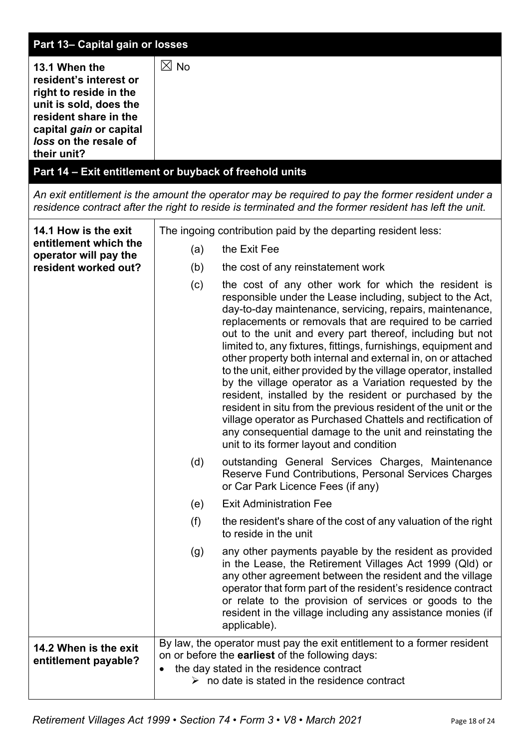## Part 13– Capital gain or losses

| | |
|---|---|
| **13.1 When the resident's interest or right to reside in the unit is sold, does the resident share in the capital *gain* or capital *loss* on the resale of their unit?** | ☒ No |

## Part 14 – Exit entitlement or buyback of freehold units

*An exit entitlement is the amount the operator may be required to pay the former resident under a residence contract after the right to reside is terminated and the former resident has left the unit.*

| | |
|---|---|
| **14.1 How is the exit entitlement which the operator will pay the resident worked out?** | The ingoing contribution paid by the departing resident less:<br>(a) the Exit Fee<br>(b) the cost of any reinstatement work<br>(c) the cost of any other work for which the resident is responsible under the Lease including, subject to the Act, day-to-day maintenance, servicing, repairs, maintenance, replacements or removals that are required to be carried out to the unit and every part thereof, including but not limited to, any fixtures, fittings, furnishings, equipment and other property both internal and external in, on or attached to the unit, either provided by the village operator, installed by the village operator as a Variation requested by the resident, installed by the resident or purchased by the resident in situ from the previous resident of the unit or the village operator as Purchased Chattels and rectification of any consequential damage to the unit and reinstating the unit to its former layout and condition<br>(d) outstanding General Services Charges, Maintenance Reserve Fund Contributions, Personal Services Charges or Car Park Licence Fees (if any)<br>(e) Exit Administration Fee<br>(f) the resident's share of the cost of any valuation of the right to reside in the unit<br>(g) any other payments payable by the resident as provided in the Lease, the Retirement Villages Act 1999 (Qld) or any other agreement between the resident and the village operator that form part of the resident's residence contract or relate to the provision of services or goods to the resident in the village including any assistance monies (if applicable). |
| **14.2 When is the exit entitlement payable?** | By law, the operator must pay the exit entitlement to a former resident on or before the **earliest** of the following days:<br>• the day stated in the residence contract<br>  ➢ no date is stated in the residence contract |

*Retirement Villages Act 1999 • Section 74 • Form 3 • V8 • March 2021*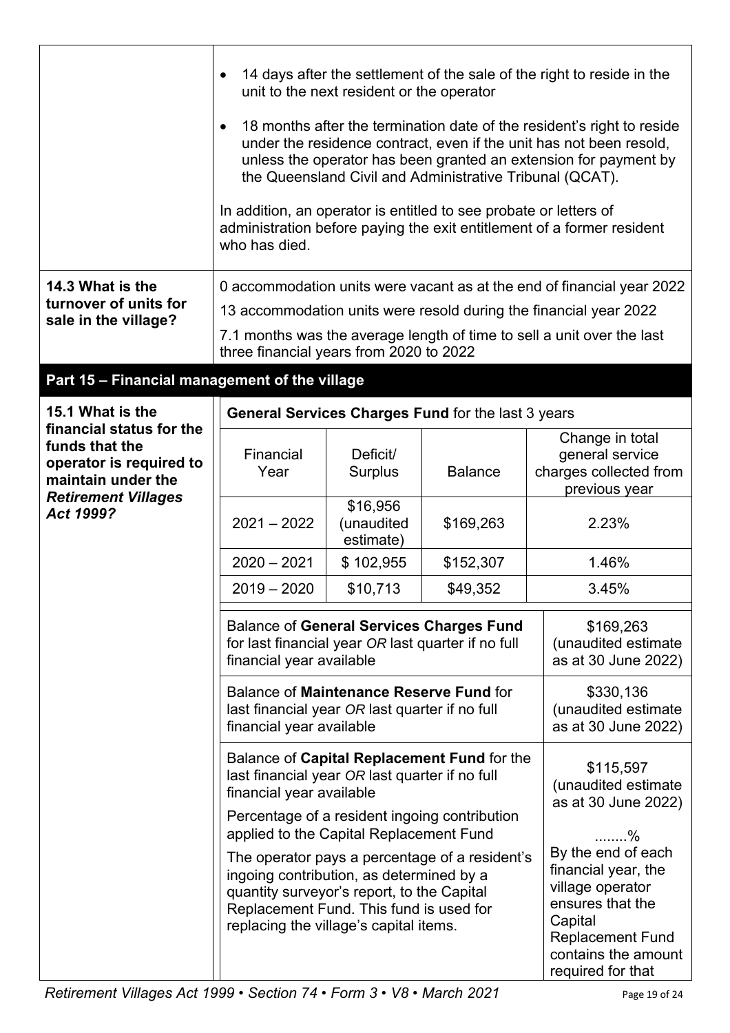| | |
|---|---|
| | - 14 days after the settlement of the sale of the right to reside in the unit to the next resident or the operator<br>- 18 months after the termination date of the resident's right to reside under the residence contract, even if the unit has not been resold, unless the operator has been granted an extension for payment by the Queensland Civil and Administrative Tribunal (QCAT).<br><br>In addition, an operator is entitled to see probate or letters of administration before paying the exit entitlement of a former resident who has died. |
| **14.3 What is the turnover of units for sale in the village?** | 0 accommodation units were vacant as at the end of financial year 2022<br><br>13 accommodation units were resold during the financial year 2022<br><br>7.1 months was the average length of time to sell a unit over the last three financial years from 2020 to 2022 |

## Part 15 – Financial management of the village

**15.1 What is the financial status for the funds that the operator is required to maintain under the *Retirement Villages Act 1999*?**

**General Services Charges Fund** for the last 3 years

| Financial Year | Deficit/ Surplus | Balance | Change in total general service charges collected from previous year |
|---|---|---|---|
| 2021 – 2022 | $16,956 (unaudited estimate) | $169,263 | 2.23% |
| 2020 – 2021 | $ 102,955 | $152,307 | 1.46% |
| 2019 – 2020 | $10,713 | $49,352 | 3.45% |

| | |
|---|---|
| Balance of **General Services Charges Fund** for last financial year *OR* last quarter if no full financial year available | $169,263 (unaudited estimate as at 30 June 2022) |
| Balance of **Maintenance Reserve Fund** for last financial year *OR* last quarter if no full financial year available | $330,136 (unaudited estimate as at 30 June 2022) |
| Balance of **Capital Replacement Fund** for the last financial year *OR* last quarter if no full financial year available | $115,597 (unaudited estimate as at 30 June 2022) |
| Percentage of a resident ingoing contribution applied to the Capital Replacement Fund<br><br>The operator pays a percentage of a resident's ingoing contribution, as determined by a quantity surveyor's report, to the Capital Replacement Fund. This fund is used for replacing the village's capital items. | ........%<br><br>By the end of each financial year, the village operator ensures that the Capital Replacement Fund contains the amount required for that |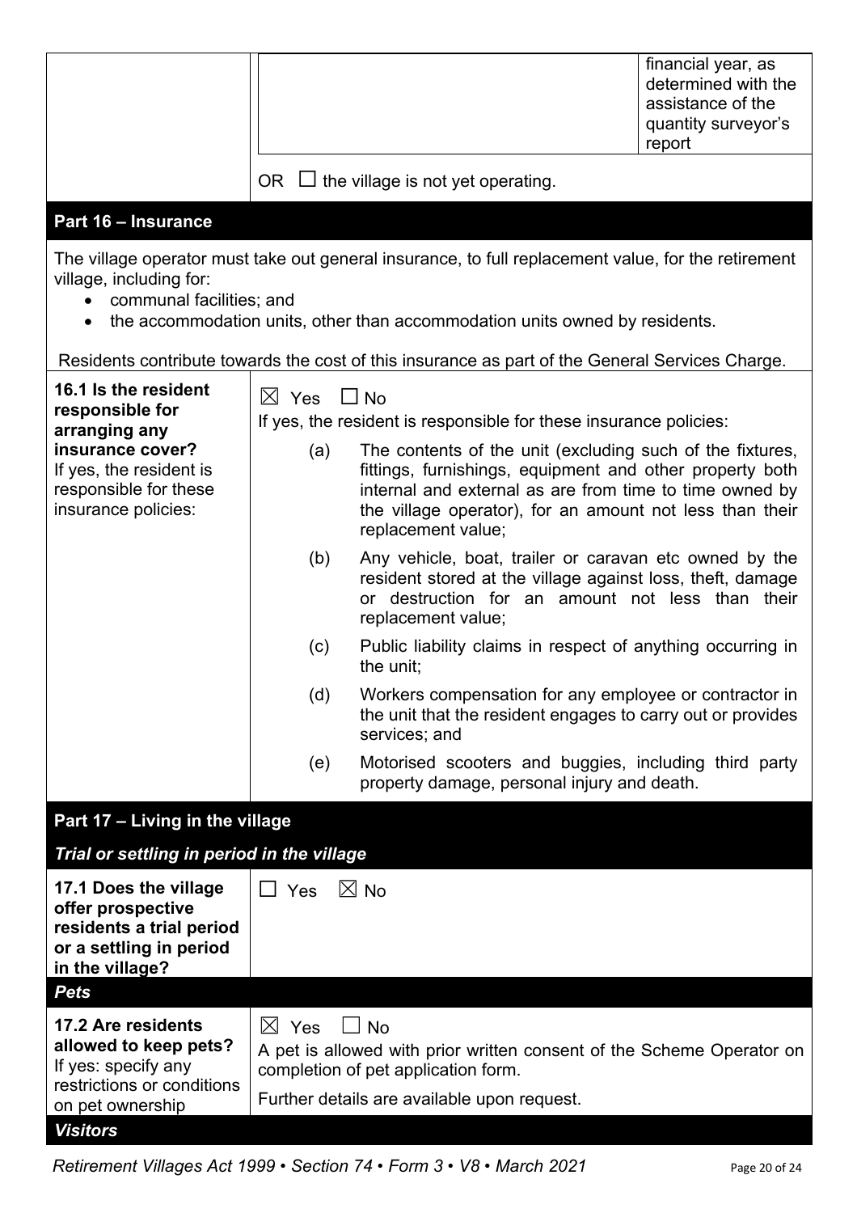| | | financial year, as determined with the assistance of the quantity surveyor's report |
|---|---|---|

OR ☐ the village is not yet operating.

## Part 16 – Insurance

The village operator must take out general insurance, to full replacement value, for the retirement village, including for:

- communal facilities; and
- the accommodation units, other than accommodation units owned by residents.

Residents contribute towards the cost of this insurance as part of the General Services Charge.

| | |
|---|---|
| **16.1 Is the resident responsible for arranging any insurance cover?** If yes, the resident is responsible for these insurance policies: | ☒ Yes ☐ No<br>If yes, the resident is responsible for these insurance policies:<br>(a) The contents of the unit (excluding such of the fixtures, fittings, furnishings, equipment and other property both internal and external as are from time to time owned by the village operator), for an amount not less than their replacement value;<br>(b) Any vehicle, boat, trailer or caravan etc owned by the resident stored at the village against loss, theft, damage or destruction for an amount not less than their replacement value;<br>(c) Public liability claims in respect of anything occurring in the unit;<br>(d) Workers compensation for any employee or contractor in the unit that the resident engages to carry out or provides services; and<br>(e) Motorised scooters and buggies, including third party property damage, personal injury and death. |

## Part 17 – Living in the village

### *Trial or settling in period in the village*

| | |
|---|---|
| **17.1 Does the village offer prospective residents a trial period or a settling in period in the village?** | ☐ Yes ☒ No |

### *Pets*

| | |
|---|---|
| **17.2 Are residents allowed to keep pets?** If yes: specify any restrictions or conditions on pet ownership | ☒ Yes ☐ No<br>A pet is allowed with prior written consent of the Scheme Operator on completion of pet application form.<br>Further details are available upon request. |

### *Visitors*

*Retirement Villages Act 1999 • Section 74 • Form 3 • V8 • March 2021*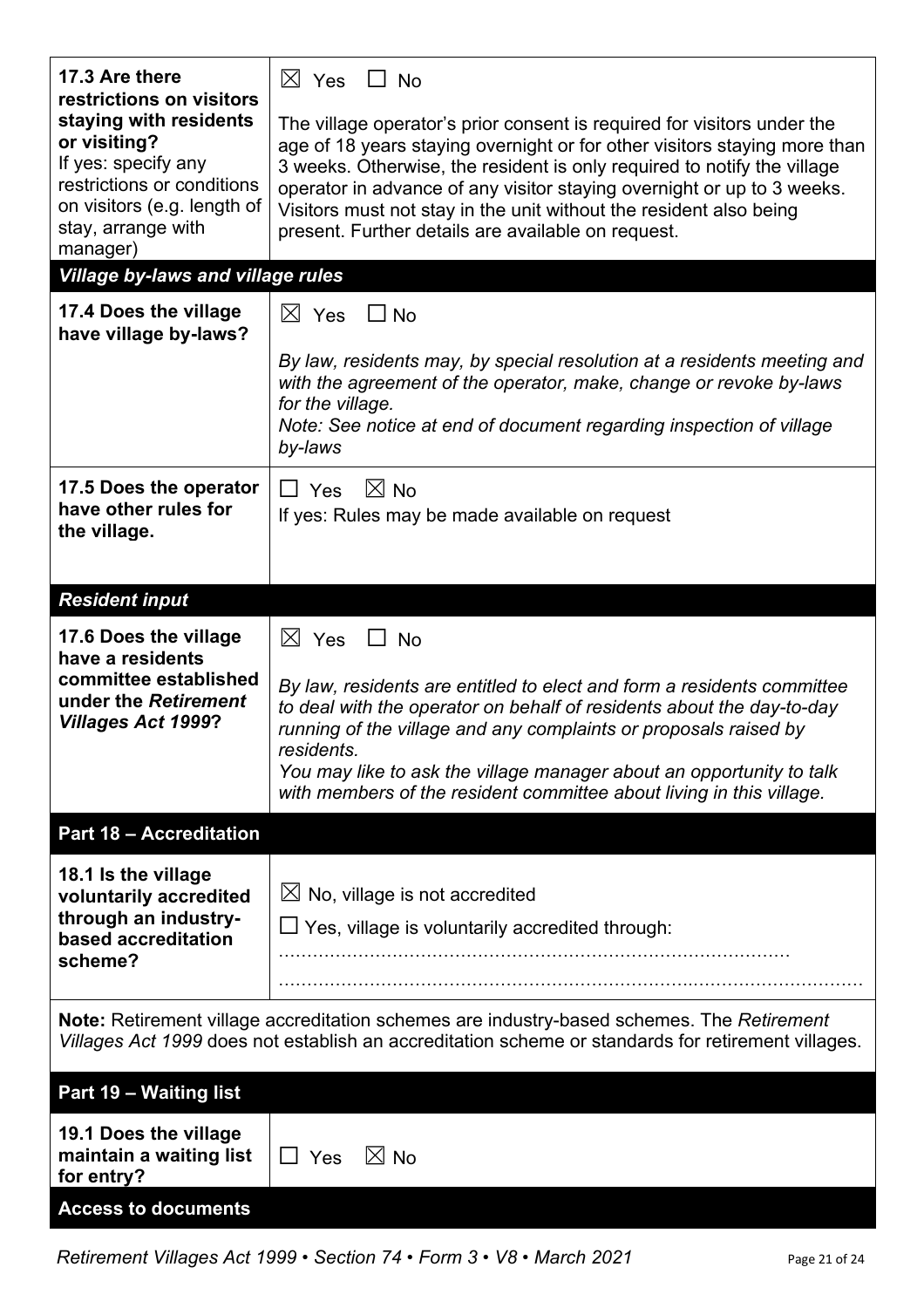| | |
|---|---|
| **17.3 Are there restrictions on visitors staying with residents or visiting?** If yes: specify any restrictions or conditions on visitors (e.g. length of stay, arrange with manager) | ☒ Yes ☐ No<br><br>The village operator's prior consent is required for visitors under the age of 18 years staying overnight or for other visitors staying more than 3 weeks. Otherwise, the resident is only required to notify the village operator in advance of any visitor staying overnight or up to 3 weeks. Visitors must not stay in the unit without the resident also being present. Further details are available on request. |
| ***Village by-laws and village rules*** | |
| **17.4 Does the village have village by-laws?** | ☒ Yes ☐ No<br><br>*By law, residents may, by special resolution at a residents meeting and with the agreement of the operator, make, change or revoke by-laws for the village.*<br>*Note: See notice at end of document regarding inspection of village by-laws* |
| **17.5 Does the operator have other rules for the village.** | ☐ Yes ☒ No<br>If yes: Rules may be made available on request |
| ***Resident input*** | |
| **17.6 Does the village have a residents committee established under the *Retirement Villages Act 1999*?** | ☒ Yes ☐ No<br><br>*By law, residents are entitled to elect and form a residents committee to deal with the operator on behalf of residents about the day-to-day running of the village and any complaints or proposals raised by residents.*<br>*You may like to ask the village manager about an opportunity to talk with members of the resident committee about living in this village.* |
| **Part 18 – Accreditation** | |
| **18.1 Is the village voluntarily accredited through an industry-based accreditation scheme?** | ☒ No, village is not accredited<br>☐ Yes, village is voluntarily accredited through:<br>…………………………………………………………………………<br>………………………………………………………………………………… |
| **Note:** Retirement village accreditation schemes are industry-based schemes. The *Retirement Villages Act 1999* does not establish an accreditation scheme or standards for retirement villages. | |
| **Part 19 – Waiting list** | |
| **19.1 Does the village maintain a waiting list for entry?** | ☐ Yes ☒ No |
| **Access to documents** | |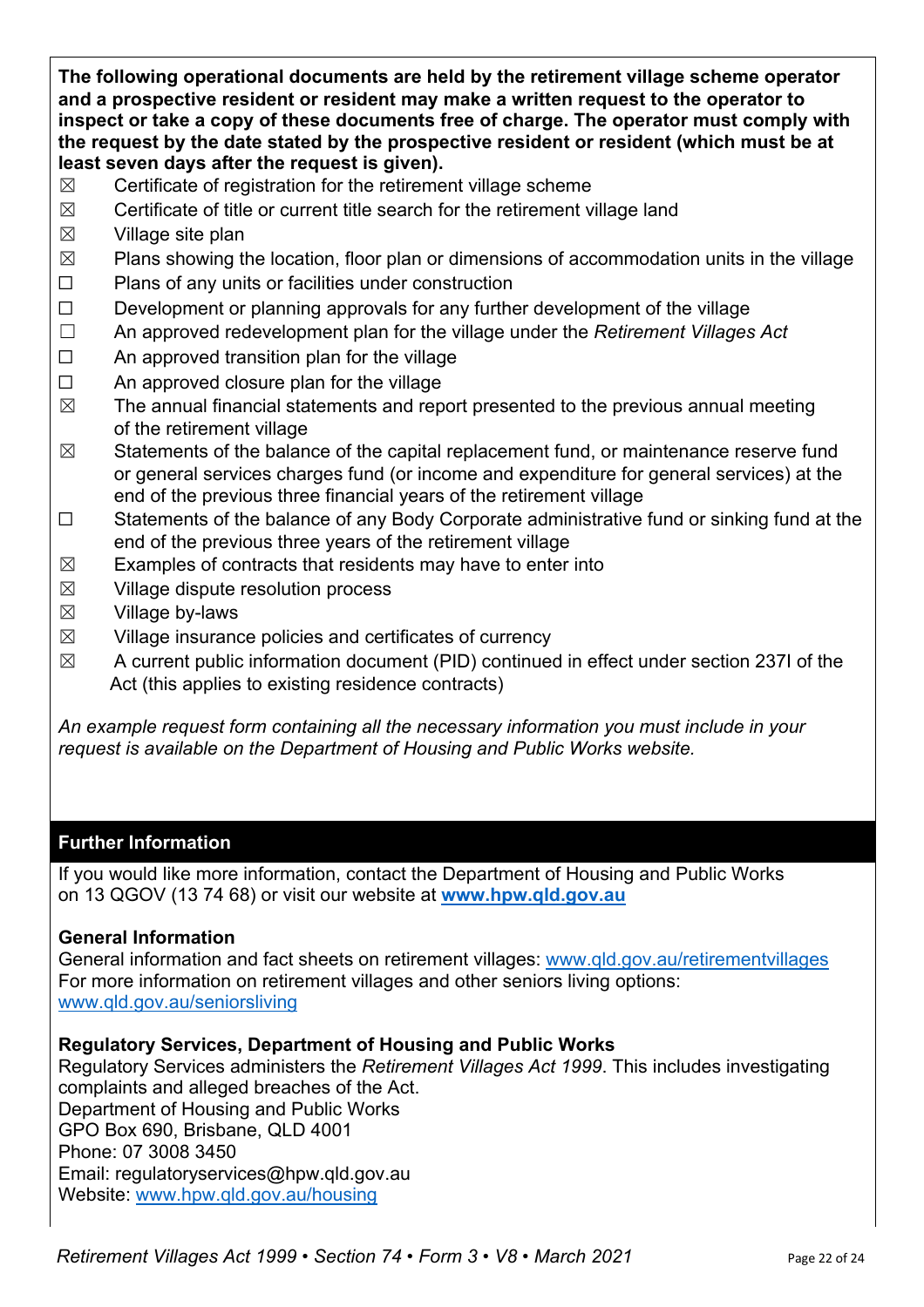**The following operational documents are held by the retirement village scheme operator and a prospective resident or resident may make a written request to the operator to inspect or take a copy of these documents free of charge. The operator must comply with the request by the date stated by the prospective resident or resident (which must be at least seven days after the request is given).**

- ☒ Certificate of registration for the retirement village scheme
- ☒ Certificate of title or current title search for the retirement village land
- ☒ Village site plan
- ☒ Plans showing the location, floor plan or dimensions of accommodation units in the village
- ☐ Plans of any units or facilities under construction
- ☐ Development or planning approvals for any further development of the village
- ☐ An approved redevelopment plan for the village under the *Retirement Villages Act*
- ☐ An approved transition plan for the village
- ☐ An approved closure plan for the village
- ☒ The annual financial statements and report presented to the previous annual meeting of the retirement village
- ☒ Statements of the balance of the capital replacement fund, or maintenance reserve fund or general services charges fund (or income and expenditure for general services) at the end of the previous three financial years of the retirement village
- ☐ Statements of the balance of any Body Corporate administrative fund or sinking fund at the end of the previous three years of the retirement village
- ☒ Examples of contracts that residents may have to enter into
- ☒ Village dispute resolution process
- ☒ Village by-laws
- ☒ Village insurance policies and certificates of currency
- ☒ A current public information document (PID) continued in effect under section 237I of the Act (this applies to existing residence contracts)

*An example request form containing all the necessary information you must include in your request is available on the Department of Housing and Public Works website.*

## Further Information

If you would like more information, contact the Department of Housing and Public Works on 13 QGOV (13 74 68) or visit our website at **www.hpw.qld.gov.au**

**General Information**

General information and fact sheets on retirement villages: www.qld.gov.au/retirementvillages
For more information on retirement villages and other seniors living options:
www.qld.gov.au/seniorsliving

**Regulatory Services, Department of Housing and Public Works**

Regulatory Services administers the *Retirement Villages Act 1999*. This includes investigating complaints and alleged breaches of the Act.
Department of Housing and Public Works
GPO Box 690, Brisbane, QLD 4001
Phone: 07 3008 3450
Email: regulatoryservices@hpw.qld.gov.au
Website: www.hpw.qld.gov.au/housing

*Retirement Villages Act 1999 • Section 74 • Form 3 • V8 • March 2021*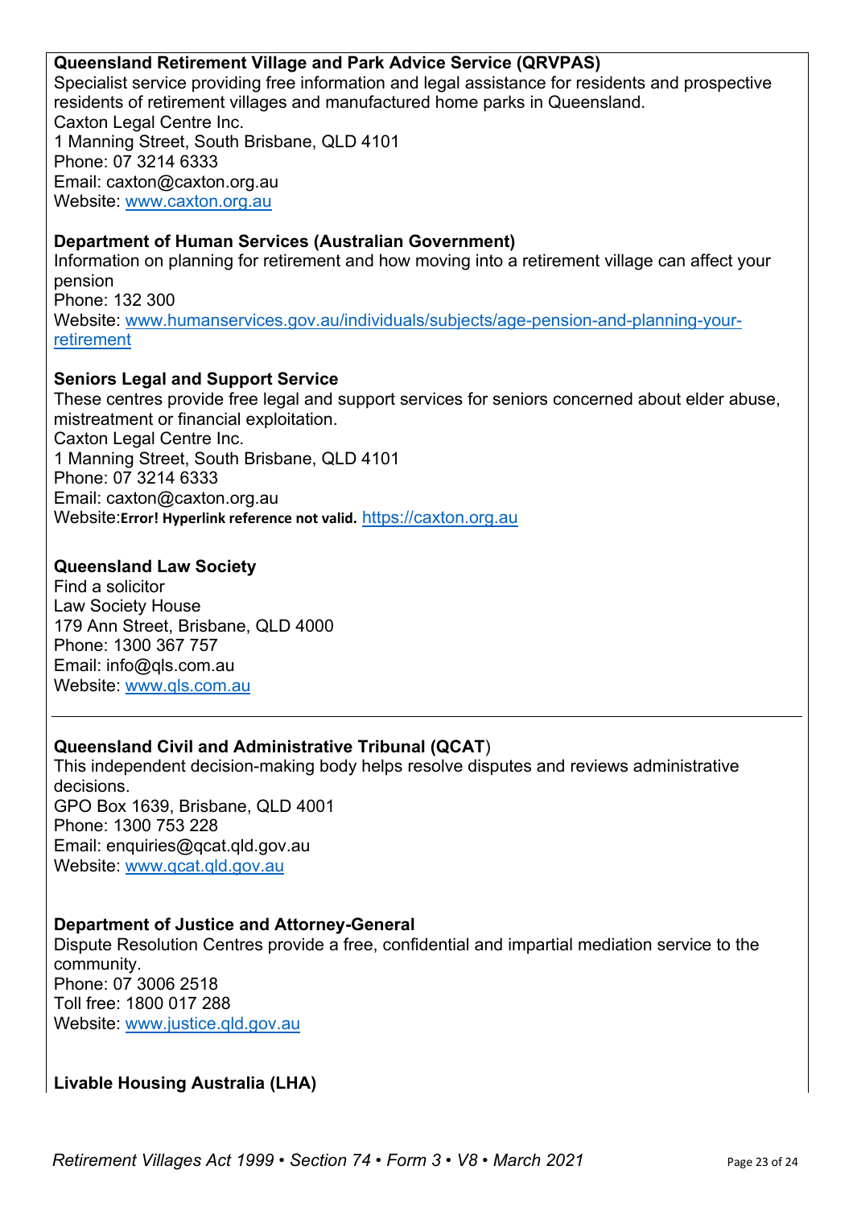**Queensland Retirement Village and Park Advice Service (QRVPAS)**
Specialist service providing free information and legal assistance for residents and prospective residents of retirement villages and manufactured home parks in Queensland.
Caxton Legal Centre Inc.
1 Manning Street, South Brisbane, QLD 4101
Phone: 07 3214 6333
Email: caxton@caxton.org.au
Website: www.caxton.org.au

**Department of Human Services (Australian Government)**
Information on planning for retirement and how moving into a retirement village can affect your pension
Phone: 132 300
Website: www.humanservices.gov.au/individuals/subjects/age-pension-and-planning-your-retirement

**Seniors Legal and Support Service**
These centres provide free legal and support services for seniors concerned about elder abuse, mistreatment or financial exploitation.
Caxton Legal Centre Inc.
1 Manning Street, South Brisbane, QLD 4101
Phone: 07 3214 6333
Email: caxton@caxton.org.au
Website:**Error! Hyperlink reference not valid.** https://caxton.org.au

**Queensland Law Society**
Find a solicitor
Law Society House
179 Ann Street, Brisbane, QLD 4000
Phone: 1300 367 757
Email: info@qls.com.au
Website: www.qls.com.au

---

**Queensland Civil and Administrative Tribunal (QCAT)**
This independent decision-making body helps resolve disputes and reviews administrative decisions.
GPO Box 1639, Brisbane, QLD 4001
Phone: 1300 753 228
Email: enquiries@qcat.qld.gov.au
Website: www.qcat.qld.gov.au

**Department of Justice and Attorney-General**
Dispute Resolution Centres provide a free, confidential and impartial mediation service to the community.
Phone: 07 3006 2518
Toll free: 1800 017 288
Website: www.justice.qld.gov.au

**Livable Housing Australia (LHA)**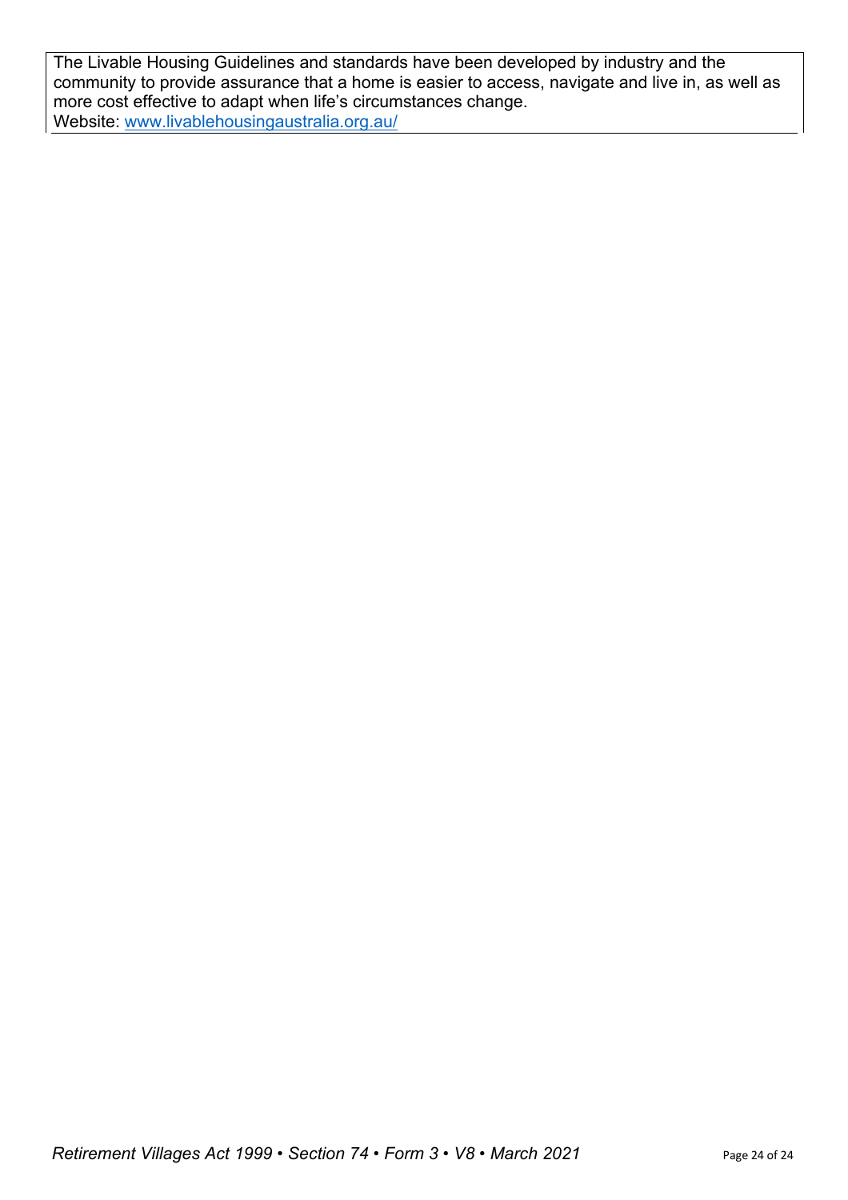The Livable Housing Guidelines and standards have been developed by industry and the community to provide assurance that a home is easier to access, navigate and live in, as well as more cost effective to adapt when life's circumstances change.
Website: [www.livablehousingaustralia.org.au/](www.livablehousingaustralia.org.au/)